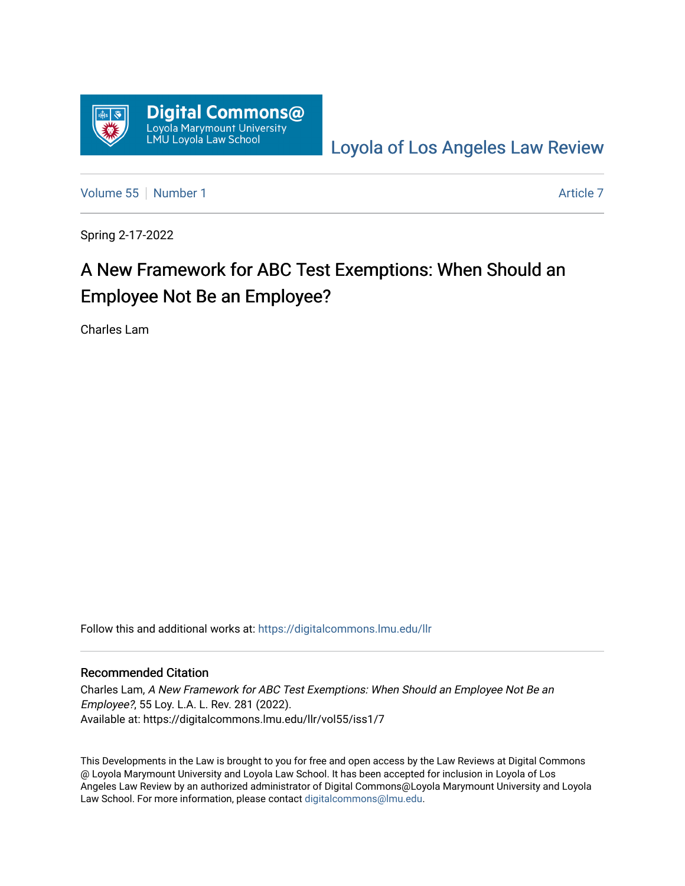Digital Commons@
Loyola Marymount University
LMU Loyola Law School

Loyola of Los Angeles Law Review

Volume 55 | Number 1 Article 7

Spring 2-17-2022

# A New Framework for ABC Test Exemptions: When Should an Employee Not Be an Employee?

Charles Lam

Follow this and additional works at: https://digitalcommons.lmu.edu/llr

## Recommended Citation

Charles Lam, *A New Framework for ABC Test Exemptions: When Should an Employee Not Be an Employee?*, 55 Loy. L.A. L. Rev. 281 (2022).
Available at: https://digitalcommons.lmu.edu/llr/vol55/iss1/7

This Developments in the Law is brought to you for free and open access by the Law Reviews at Digital Commons @ Loyola Marymount University and Loyola Law School. It has been accepted for inclusion in Loyola of Los Angeles Law Review by an authorized administrator of Digital Commons@Loyola Marymount University and Loyola Law School. For more information, please contact digitalcommons@lmu.edu.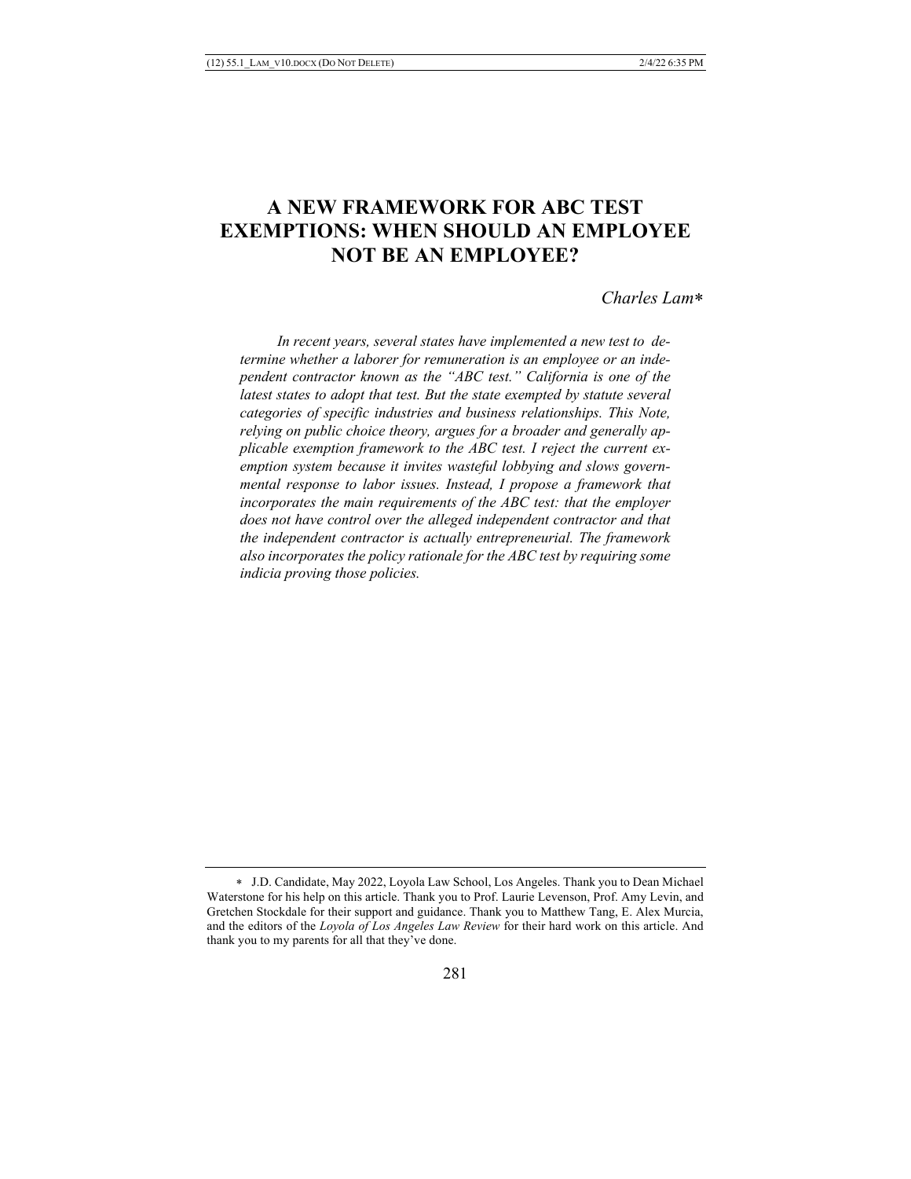# A NEW FRAMEWORK FOR ABC TEST EXEMPTIONS: WHEN SHOULD AN EMPLOYEE NOT BE AN EMPLOYEE?

*Charles Lam*[*]

*In recent years, several states have implemented a new test to determine whether a laborer for remuneration is an employee or an independent contractor known as the "ABC test." California is one of the latest states to adopt that test. But the state exempted by statute several categories of specific industries and business relationships. This Note, relying on public choice theory, argues for a broader and generally applicable exemption framework to the ABC test. I reject the current exemption system because it invites wasteful lobbying and slows governmental response to labor issues. Instead, I propose a framework that incorporates the main requirements of the ABC test: that the employer does not have control over the alleged independent contractor and that the independent contractor is actually entrepreneurial. The framework also incorporates the policy rationale for the ABC test by requiring some indicia proving those policies.*

---

[*] J.D. Candidate, May 2022, Loyola Law School, Los Angeles. Thank you to Dean Michael Waterstone for his help on this article. Thank you to Prof. Laurie Levenson, Prof. Amy Levin, and Gretchen Stockdale for their support and guidance. Thank you to Matthew Tang, E. Alex Murcia, and the editors of the *Loyola of Los Angeles Law Review* for their hard work on this article. And thank you to my parents for all that they've done.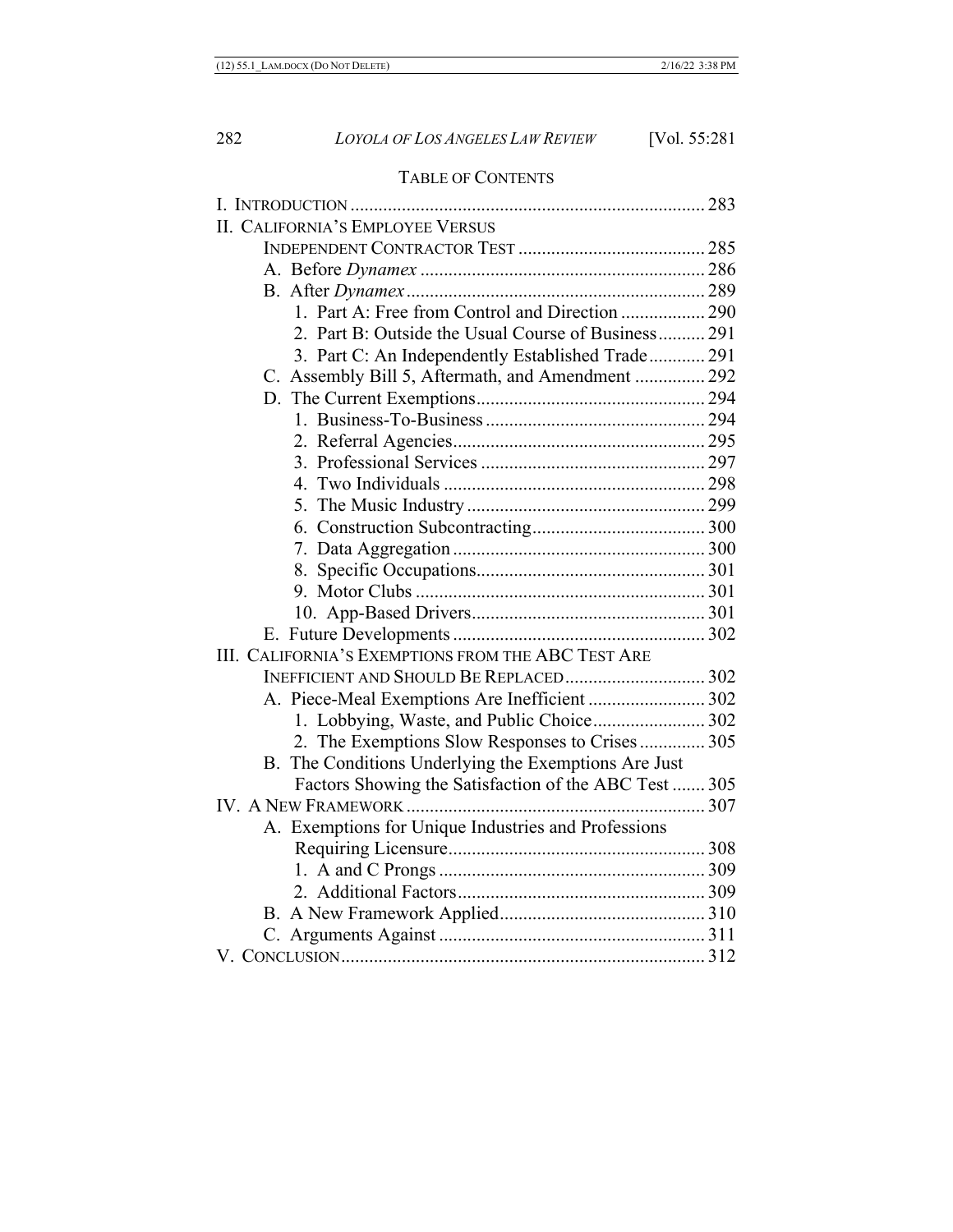## TABLE OF CONTENTS

I. INTRODUCTION ... 283
II. CALIFORNIA'S EMPLOYEE VERSUS INDEPENDENT CONTRACTOR TEST ... 285
  A. Before *Dynamex* ... 286
  B. After *Dynamex* ... 289
    1. Part A: Free from Control and Direction ... 290
    2. Part B: Outside the Usual Course of Business ... 291
    3. Part C: An Independently Established Trade ... 291
  C. Assembly Bill 5, Aftermath, and Amendment ... 292
  D. The Current Exemptions ... 294
    1. Business-To-Business ... 294
    2. Referral Agencies ... 295
    3. Professional Services ... 297
    4. Two Individuals ... 298
    5. The Music Industry ... 299
    6. Construction Subcontracting ... 300
    7. Data Aggregation ... 300
    8. Specific Occupations ... 301
    9. Motor Clubs ... 301
    10. App-Based Drivers ... 301
  E. Future Developments ... 302
III. CALIFORNIA'S EXEMPTIONS FROM THE ABC TEST ARE INEFFICIENT AND SHOULD BE REPLACED ... 302
  A. Piece-Meal Exemptions Are Inefficient ... 302
    1. Lobbying, Waste, and Public Choice ... 302
    2. The Exemptions Slow Responses to Crises ... 305
  B. The Conditions Underlying the Exemptions Are Just Factors Showing the Satisfaction of the ABC Test ... 305
IV. A NEW FRAMEWORK ... 307
  A. Exemptions for Unique Industries and Professions Requiring Licensure ... 308
    1. A and C Prongs ... 309
    2. Additional Factors ... 309
  B. A New Framework Applied ... 310
  C. Arguments Against ... 311
V. CONCLUSION ... 312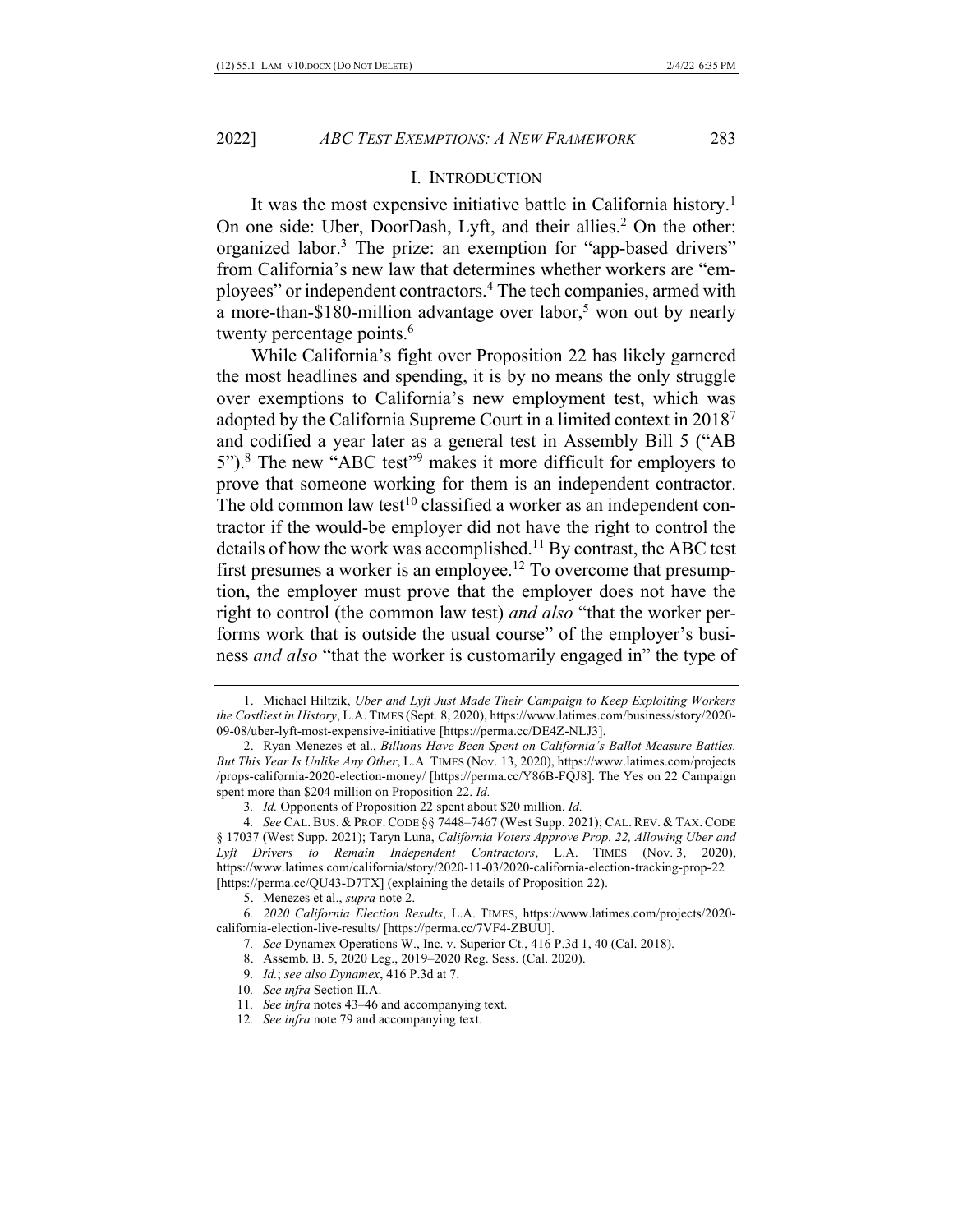## I. INTRODUCTION

It was the most expensive initiative battle in California history.[1] On one side: Uber, DoorDash, Lyft, and their allies.[2] On the other: organized labor.[3] The prize: an exemption for "app-based drivers" from California's new law that determines whether workers are "employees" or independent contractors.[4] The tech companies, armed with a more-than-$180-million advantage over labor,[5] won out by nearly twenty percentage points.[6]

While California's fight over Proposition 22 has likely garnered the most headlines and spending, it is by no means the only struggle over exemptions to California's new employment test, which was adopted by the California Supreme Court in a limited context in 2018[7] and codified a year later as a general test in Assembly Bill 5 ("AB 5").[8] The new "ABC test"[9] makes it more difficult for employers to prove that someone working for them is an independent contractor. The old common law test[10] classified a worker as an independent contractor if the would-be employer did not have the right to control the details of how the work was accomplished.[11] By contrast, the ABC test first presumes a worker is an employee.[12] To overcome that presumption, the employer must prove that the employer does not have the right to control (the common law test) *and also* "that the worker performs work that is outside the usual course" of the employer's business *and also* "that the worker is customarily engaged in" the type of

---

1. Michael Hiltzik, *Uber and Lyft Just Made Their Campaign to Keep Exploiting Workers the Costliest in History*, L.A. TIMES (Sept. 8, 2020), https://www.latimes.com/business/story/2020-09-08/uber-lyft-most-expensive-initiative [https://perma.cc/DE4Z-NLJ3].

2. Ryan Menezes et al., *Billions Have Been Spent on California's Ballot Measure Battles. But This Year Is Unlike Any Other*, L.A. TIMES (Nov. 13, 2020), https://www.latimes.com/projects/props-california-2020-election-money/ [https://perma.cc/Y86B-FQJ8]. The Yes on 22 Campaign spent more than $204 million on Proposition 22. *Id.*

3. *Id.* Opponents of Proposition 22 spent about $20 million. *Id.*

4. *See* CAL. BUS. & PROF. CODE §§ 7448–7467 (West Supp. 2021); CAL. REV. & TAX. CODE § 17037 (West Supp. 2021); Taryn Luna, *California Voters Approve Prop. 22, Allowing Uber and Lyft Drivers to Remain Independent Contractors*, L.A. TIMES (Nov. 3, 2020), https://www.latimes.com/california/story/2020-11-03/2020-california-election-tracking-prop-22 [https://perma.cc/QU43-D7TX] (explaining the details of Proposition 22).

5. Menezes et al., *supra* note 2.

6. *2020 California Election Results*, L.A. TIMES, https://www.latimes.com/projects/2020-california-election-live-results/ [https://perma.cc/7VF4-ZBUU].

7. *See* Dynamex Operations W., Inc. v. Superior Ct., 416 P.3d 1, 40 (Cal. 2018).

8. Assemb. B. 5, 2020 Leg., 2019–2020 Reg. Sess. (Cal. 2020).

9. *Id.*; *see also Dynamex*, 416 P.3d at 7.

10. *See infra* Section II.A.

11. *See infra* notes 43–46 and accompanying text.

12. *See infra* note 79 and accompanying text.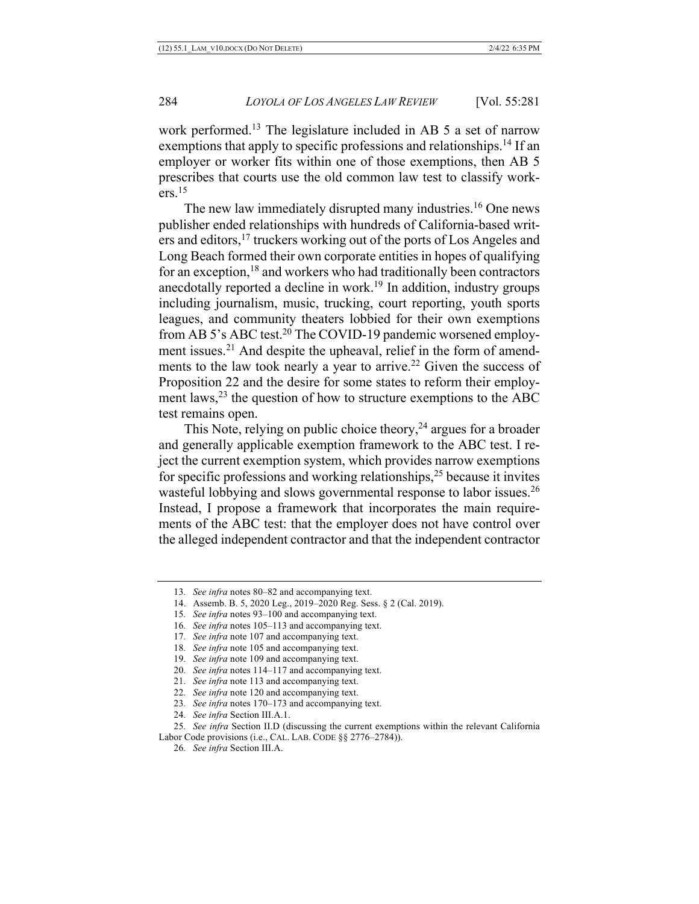work performed.[13] The legislature included in AB 5 a set of narrow exemptions that apply to specific professions and relationships.[14] If an employer or worker fits within one of those exemptions, then AB 5 prescribes that courts use the old common law test to classify workers.[15]

The new law immediately disrupted many industries.[16] One news publisher ended relationships with hundreds of California-based writers and editors,[17] truckers working out of the ports of Los Angeles and Long Beach formed their own corporate entities in hopes of qualifying for an exception,[18] and workers who had traditionally been contractors anecdotally reported a decline in work.[19] In addition, industry groups including journalism, music, trucking, court reporting, youth sports leagues, and community theaters lobbied for their own exemptions from AB 5's ABC test.[20] The COVID-19 pandemic worsened employment issues.[21] And despite the upheaval, relief in the form of amendments to the law took nearly a year to arrive.[22] Given the success of Proposition 22 and the desire for some states to reform their employment laws,[23] the question of how to structure exemptions to the ABC test remains open.

This Note, relying on public choice theory,[24] argues for a broader and generally applicable exemption framework to the ABC test. I reject the current exemption system, which provides narrow exemptions for specific professions and working relationships,[25] because it invites wasteful lobbying and slows governmental response to labor issues.[26] Instead, I propose a framework that incorporates the main requirements of the ABC test: that the employer does not have control over the alleged independent contractor and that the independent contractor

---

13. *See infra* notes 80–82 and accompanying text.
14. Assemb. B. 5, 2020 Leg., 2019–2020 Reg. Sess. § 2 (Cal. 2019).
15. *See infra* notes 93–100 and accompanying text.
16. *See infra* notes 105–113 and accompanying text.
17. *See infra* note 107 and accompanying text.
18. *See infra* note 105 and accompanying text.
19. *See infra* note 109 and accompanying text.
20. *See infra* notes 114–117 and accompanying text.
21. *See infra* note 113 and accompanying text.
22. *See infra* note 120 and accompanying text.
23. *See infra* notes 170–173 and accompanying text.
24. *See infra* Section III.A.1.
25. *See infra* Section II.D (discussing the current exemptions within the relevant California Labor Code provisions (i.e., CAL. LAB. CODE §§ 2776–2784)).
26. *See infra* Section III.A.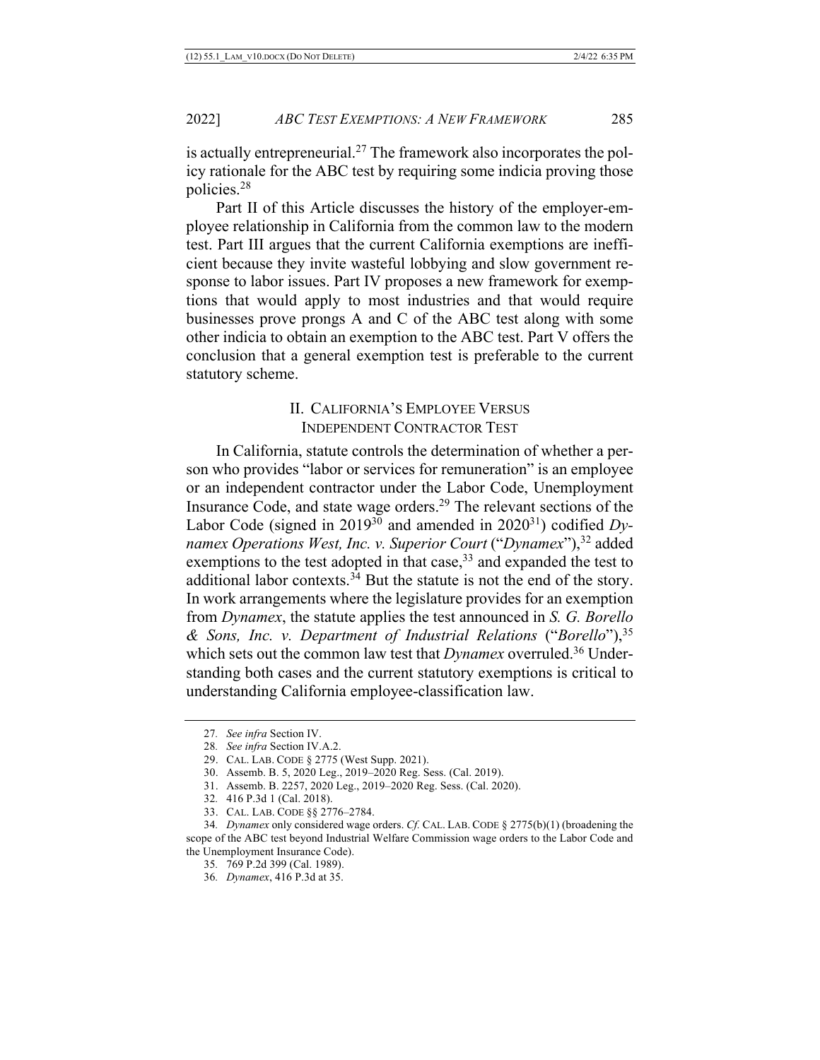is actually entrepreneurial.[27] The framework also incorporates the policy rationale for the ABC test by requiring some indicia proving those policies.[28]

Part II of this Article discusses the history of the employer-employee relationship in California from the common law to the modern test. Part III argues that the current California exemptions are inefficient because they invite wasteful lobbying and slow government response to labor issues. Part IV proposes a new framework for exemptions that would apply to most industries and that would require businesses prove prongs A and C of the ABC test along with some other indicia to obtain an exemption to the ABC test. Part V offers the conclusion that a general exemption test is preferable to the current statutory scheme.

## II. CALIFORNIA'S EMPLOYEE VERSUS INDEPENDENT CONTRACTOR TEST

In California, statute controls the determination of whether a person who provides "labor or services for remuneration" is an employee or an independent contractor under the Labor Code, Unemployment Insurance Code, and state wage orders.[29] The relevant sections of the Labor Code (signed in 2019[30] and amended in 2020[31]) codified *Dynamex Operations West, Inc. v. Superior Court* ("*Dynamex*"),[32] added exemptions to the test adopted in that case,[33] and expanded the test to additional labor contexts.[34] But the statute is not the end of the story. In work arrangements where the legislature provides for an exemption from *Dynamex*, the statute applies the test announced in *S. G. Borello & Sons, Inc. v. Department of Industrial Relations* ("*Borello*"),[35] which sets out the common law test that *Dynamex* overruled.[36] Understanding both cases and the current statutory exemptions is critical to understanding California employee-classification law.

---

27. *See infra* Section IV.

28. *See infra* Section IV.A.2.

29. CAL. LAB. CODE § 2775 (West Supp. 2021).

30. Assemb. B. 5, 2020 Leg., 2019–2020 Reg. Sess. (Cal. 2019).

31. Assemb. B. 2257, 2020 Leg., 2019–2020 Reg. Sess. (Cal. 2020).

32. 416 P.3d 1 (Cal. 2018).

33. CAL. LAB. CODE §§ 2776–2784.

34. *Dynamex* only considered wage orders. *Cf.* CAL. LAB. CODE § 2775(b)(1) (broadening the scope of the ABC test beyond Industrial Welfare Commission wage orders to the Labor Code and the Unemployment Insurance Code).

35. 769 P.2d 399 (Cal. 1989).

36. *Dynamex*, 416 P.3d at 35.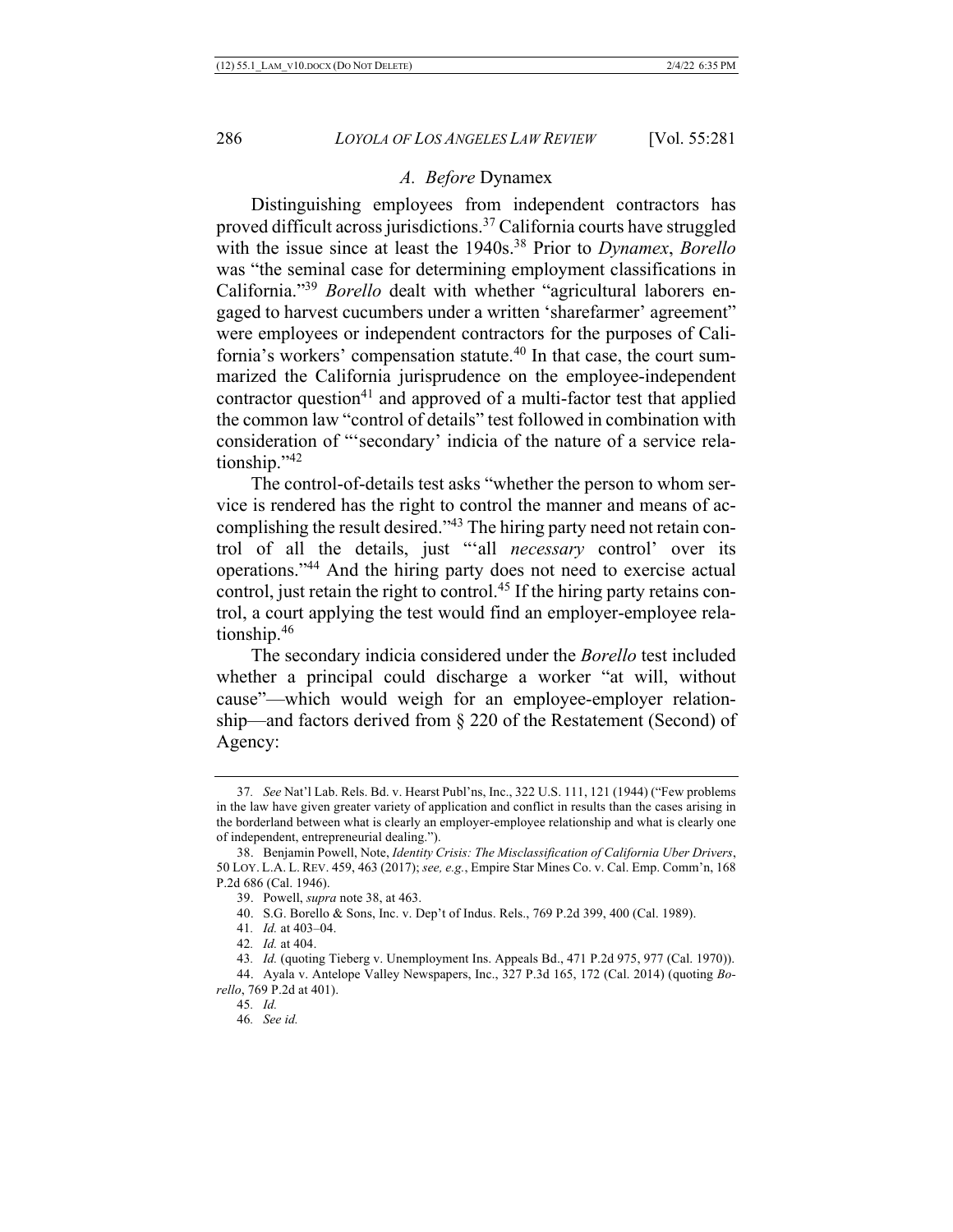### *A. Before* Dynamex

Distinguishing employees from independent contractors has proved difficult across jurisdictions.[37] California courts have struggled with the issue since at least the 1940s.[38] Prior to *Dynamex*, *Borello* was "the seminal case for determining employment classifications in California."[39] *Borello* dealt with whether "agricultural laborers engaged to harvest cucumbers under a written 'sharefarmer' agreement" were employees or independent contractors for the purposes of California's workers' compensation statute.[40] In that case, the court summarized the California jurisprudence on the employee-independent contractor question[41] and approved of a multi-factor test that applied the common law "control of details" test followed in combination with consideration of "'secondary' indicia of the nature of a service relationship."[42]

The control-of-details test asks "whether the person to whom service is rendered has the right to control the manner and means of accomplishing the result desired."[43] The hiring party need not retain control of all the details, just "'all *necessary* control' over its operations."[44] And the hiring party does not need to exercise actual control, just retain the right to control.[45] If the hiring party retains control, a court applying the test would find an employer-employee relationship.[46]

The secondary indicia considered under the *Borello* test included whether a principal could discharge a worker "at will, without cause"—which would weigh for an employee-employer relationship—and factors derived from § 220 of the Restatement (Second) of Agency:

---

37. *See* Nat'l Lab. Rels. Bd. v. Hearst Publ'ns, Inc., 322 U.S. 111, 121 (1944) ("Few problems in the law have given greater variety of application and conflict in results than the cases arising in the borderland between what is clearly an employer-employee relationship and what is clearly one of independent, entrepreneurial dealing.").

38. Benjamin Powell, Note, *Identity Crisis: The Misclassification of California Uber Drivers*, 50 LOY. L.A. L. REV. 459, 463 (2017); *see, e.g.*, Empire Star Mines Co. v. Cal. Emp. Comm'n, 168 P.2d 686 (Cal. 1946).

39. Powell, *supra* note 38, at 463.

40. S.G. Borello & Sons, Inc. v. Dep't of Indus. Rels., 769 P.2d 399, 400 (Cal. 1989).

41. *Id.* at 403–04.

42. *Id.* at 404.

43. *Id.* (quoting Tieberg v. Unemployment Ins. Appeals Bd., 471 P.2d 975, 977 (Cal. 1970)).

44. Ayala v. Antelope Valley Newspapers, Inc., 327 P.3d 165, 172 (Cal. 2014) (quoting *Borello*, 769 P.2d at 401).

45. *Id.*

46. *See id.*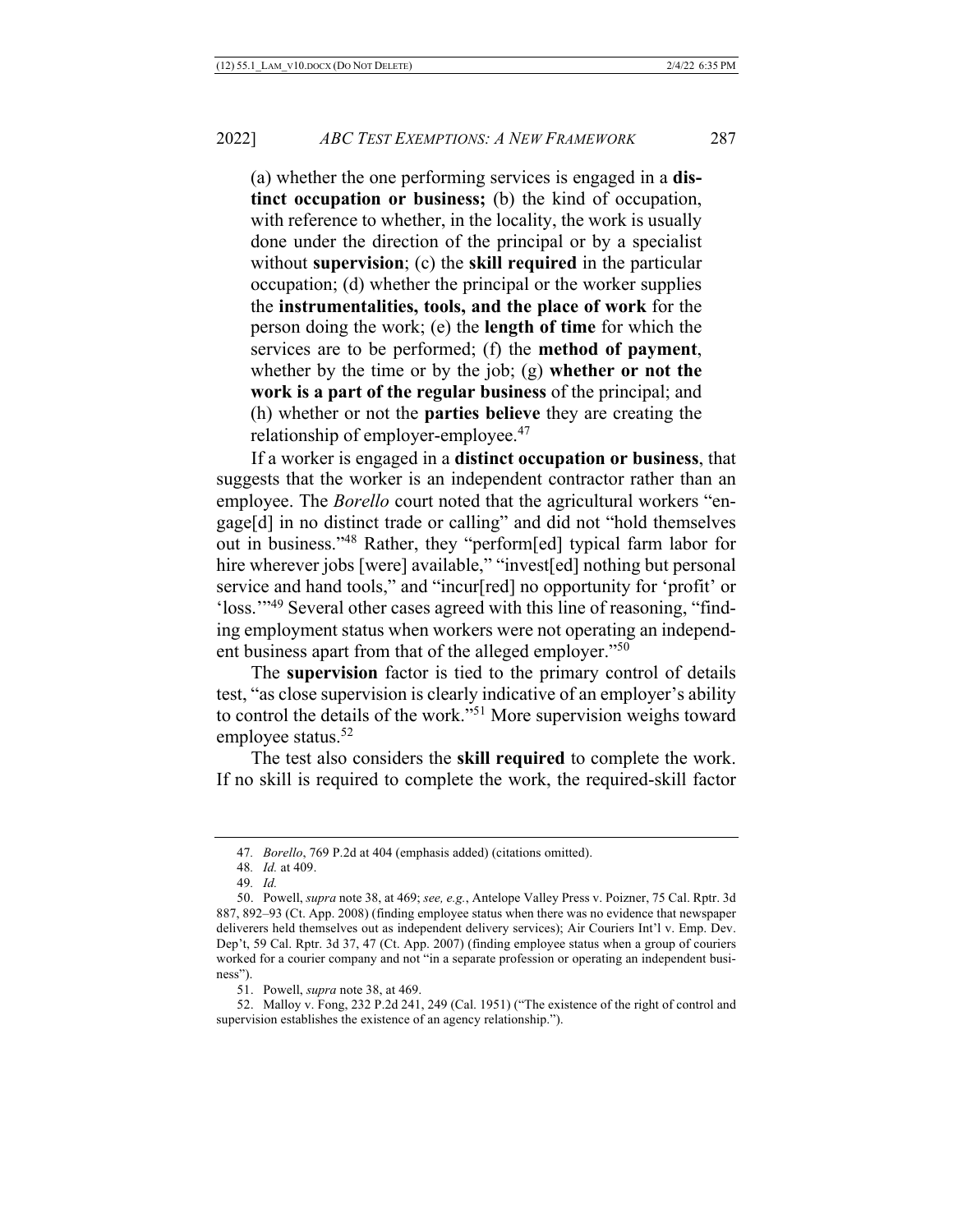> (a) whether the one performing services is engaged in a **distinct occupation or business;** (b) the kind of occupation, with reference to whether, in the locality, the work is usually done under the direction of the principal or by a specialist without **supervision**; (c) the **skill required** in the particular occupation; (d) whether the principal or the worker supplies the **instrumentalities, tools, and the place of work** for the person doing the work; (e) the **length of time** for which the services are to be performed; (f) the **method of payment**, whether by the time or by the job; (g) **whether or not the work is a part of the regular business** of the principal; and (h) whether or not the **parties believe** they are creating the relationship of employer-employee.[47]

If a worker is engaged in a **distinct occupation or business**, that suggests that the worker is an independent contractor rather than an employee. The *Borello* court noted that the agricultural workers "engage[d] in no distinct trade or calling" and did not "hold themselves out in business."[48] Rather, they "perform[ed] typical farm labor for hire wherever jobs [were] available," "invest[ed] nothing but personal service and hand tools," and "incur[red] no opportunity for 'profit' or 'loss.'"[49] Several other cases agreed with this line of reasoning, "finding employment status when workers were not operating an independent business apart from that of the alleged employer."[50]

The **supervision** factor is tied to the primary control of details test, "as close supervision is clearly indicative of an employer's ability to control the details of the work."[51] More supervision weighs toward employee status.[52]

The test also considers the **skill required** to complete the work. If no skill is required to complete the work, the required-skill factor

---

47. *Borello*, 769 P.2d at 404 (emphasis added) (citations omitted).

48. *Id.* at 409.

49. *Id.*

50. Powell, *supra* note 38, at 469; *see, e.g.*, Antelope Valley Press v. Poizner, 75 Cal. Rptr. 3d 887, 892–93 (Ct. App. 2008) (finding employee status when there was no evidence that newspaper deliverers held themselves out as independent delivery services); Air Couriers Int'l v. Emp. Dev. Dep't, 59 Cal. Rptr. 3d 37, 47 (Ct. App. 2007) (finding employee status when a group of couriers worked for a courier company and not "in a separate profession or operating an independent business").

51. Powell, *supra* note 38, at 469.

52. Malloy v. Fong, 232 P.2d 241, 249 (Cal. 1951) ("The existence of the right of control and supervision establishes the existence of an agency relationship.").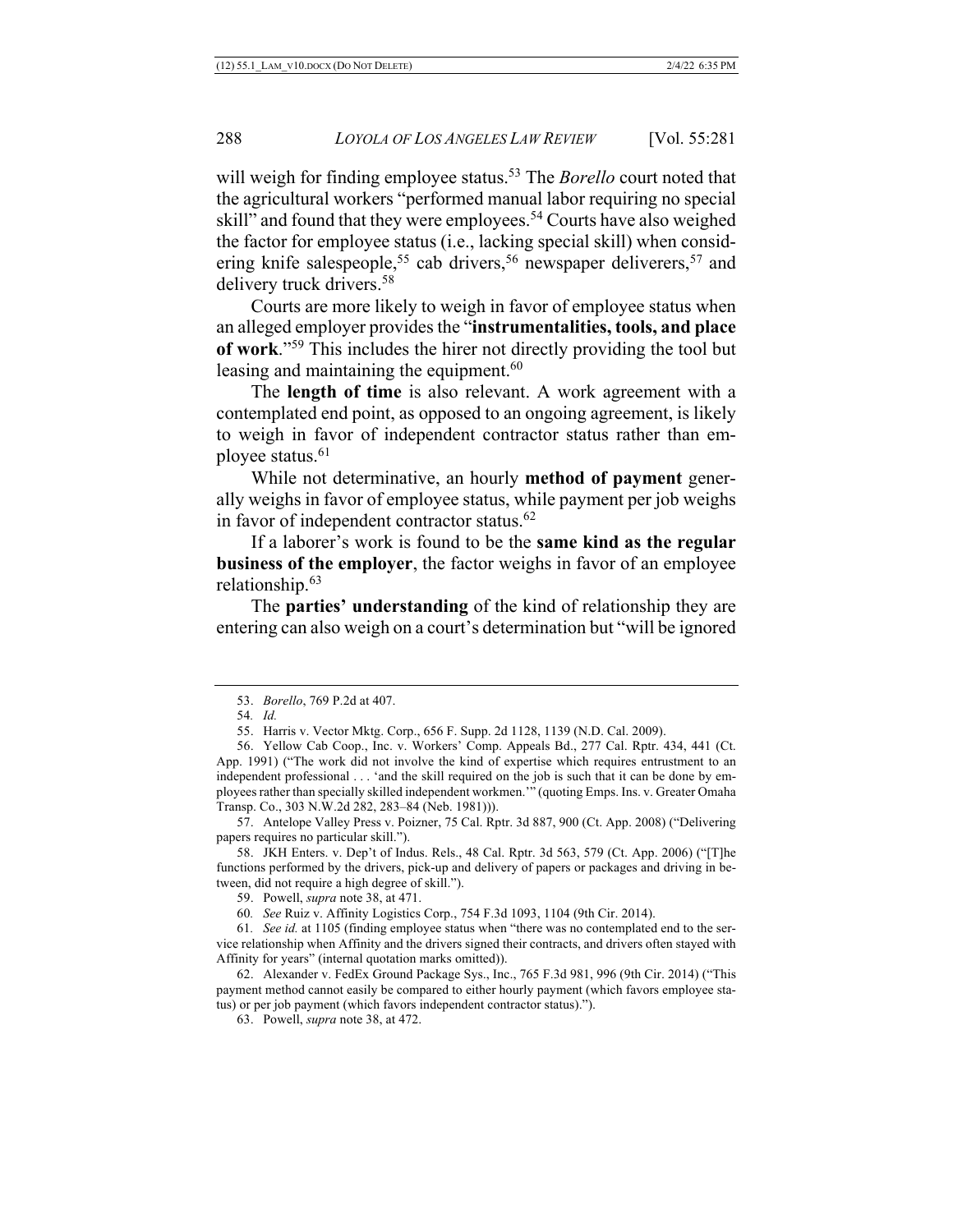will weigh for finding employee status.[53] The *Borello* court noted that the agricultural workers "performed manual labor requiring no special skill" and found that they were employees.[54] Courts have also weighed the factor for employee status (i.e., lacking special skill) when considering knife salespeople,[55] cab drivers,[56] newspaper deliverers,[57] and delivery truck drivers.[58]

Courts are more likely to weigh in favor of employee status when an alleged employer provides the "**instrumentalities, tools, and place of work**."[59] This includes the hirer not directly providing the tool but leasing and maintaining the equipment.[60]

The **length of time** is also relevant. A work agreement with a contemplated end point, as opposed to an ongoing agreement, is likely to weigh in favor of independent contractor status rather than employee status.[61]

While not determinative, an hourly **method of payment** generally weighs in favor of employee status, while payment per job weighs in favor of independent contractor status.[62]

If a laborer's work is found to be the **same kind as the regular business of the employer**, the factor weighs in favor of an employee relationship.[63]

The **parties' understanding** of the kind of relationship they are entering can also weigh on a court's determination but "will be ignored

---

53. *Borello*, 769 P.2d at 407.

54. *Id.*

55. Harris v. Vector Mktg. Corp., 656 F. Supp. 2d 1128, 1139 (N.D. Cal. 2009).

56. Yellow Cab Coop., Inc. v. Workers' Comp. Appeals Bd., 277 Cal. Rptr. 434, 441 (Ct. App. 1991) ("The work did not involve the kind of expertise which requires entrustment to an independent professional . . . 'and the skill required on the job is such that it can be done by employees rather than specially skilled independent workmen.'" (quoting Emps. Ins. v. Greater Omaha Transp. Co., 303 N.W.2d 282, 283–84 (Neb. 1981))).

57. Antelope Valley Press v. Poizner, 75 Cal. Rptr. 3d 887, 900 (Ct. App. 2008) ("Delivering papers requires no particular skill.").

58. JKH Enters. v. Dep't of Indus. Rels., 48 Cal. Rptr. 3d 563, 579 (Ct. App. 2006) ("[T]he functions performed by the drivers, pick-up and delivery of papers or packages and driving in between, did not require a high degree of skill.").

59. Powell, *supra* note 38, at 471.

60. *See* Ruiz v. Affinity Logistics Corp., 754 F.3d 1093, 1104 (9th Cir. 2014).

61. *See id.* at 1105 (finding employee status when "there was no contemplated end to the service relationship when Affinity and the drivers signed their contracts, and drivers often stayed with Affinity for years" (internal quotation marks omitted)).

62. Alexander v. FedEx Ground Package Sys., Inc., 765 F.3d 981, 996 (9th Cir. 2014) ("This payment method cannot easily be compared to either hourly payment (which favors employee status) or per job payment (which favors independent contractor status).").

63. Powell, *supra* note 38, at 472.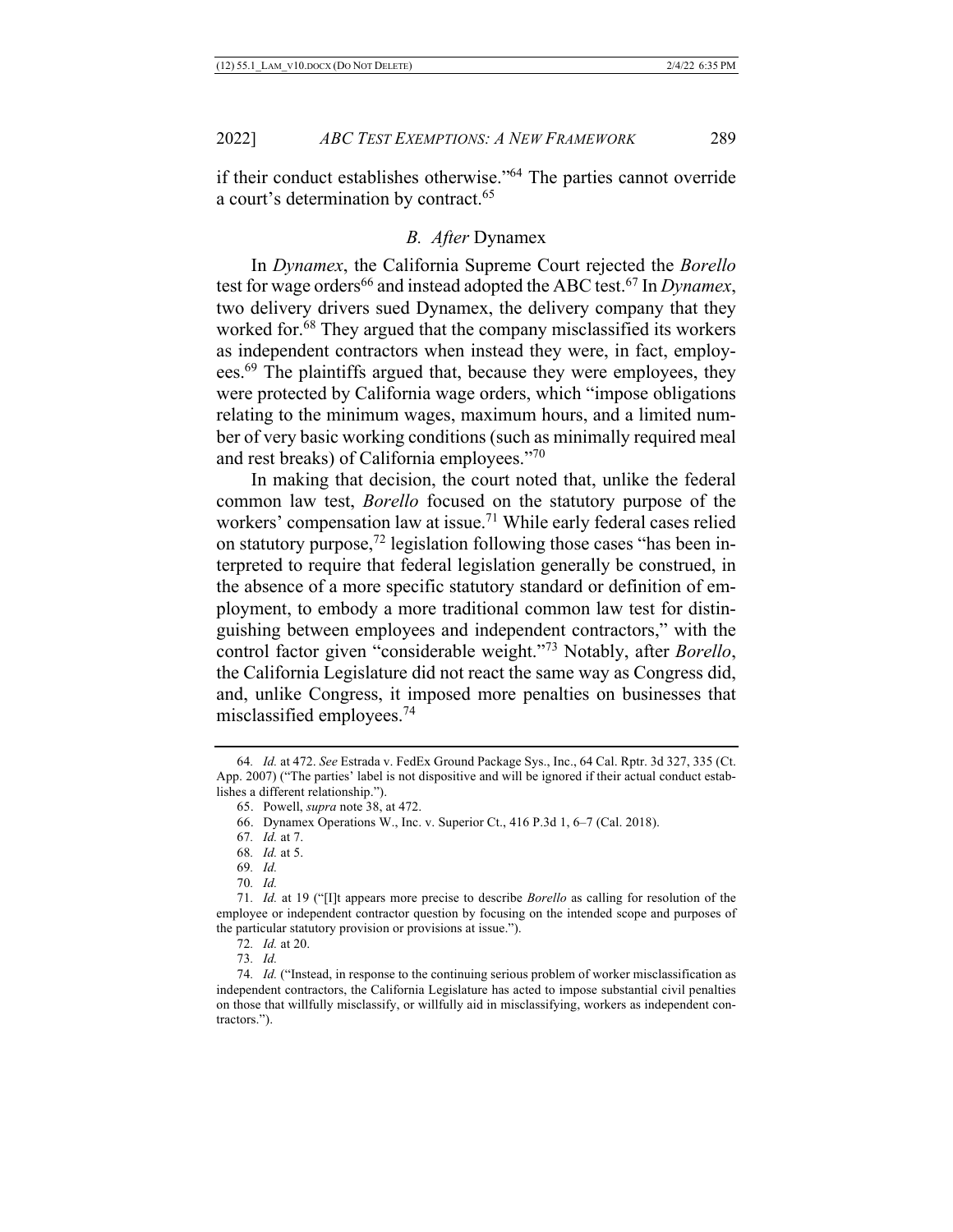if their conduct establishes otherwise."[64] The parties cannot override a court's determination by contract.[65]

### B. *After* Dynamex

In *Dynamex*, the California Supreme Court rejected the *Borello* test for wage orders[66] and instead adopted the ABC test.[67] In *Dynamex*, two delivery drivers sued Dynamex, the delivery company that they worked for.[68] They argued that the company misclassified its workers as independent contractors when instead they were, in fact, employees.[69] The plaintiffs argued that, because they were employees, they were protected by California wage orders, which "impose obligations relating to the minimum wages, maximum hours, and a limited number of very basic working conditions (such as minimally required meal and rest breaks) of California employees."[70]

In making that decision, the court noted that, unlike the federal common law test, *Borello* focused on the statutory purpose of the workers' compensation law at issue.[71] While early federal cases relied on statutory purpose,[72] legislation following those cases "has been interpreted to require that federal legislation generally be construed, in the absence of a more specific statutory standard or definition of employment, to embody a more traditional common law test for distinguishing between employees and independent contractors," with the control factor given "considerable weight."[73] Notably, after *Borello*, the California Legislature did not react the same way as Congress did, and, unlike Congress, it imposed more penalties on businesses that misclassified employees.[74]

---

64. *Id.* at 472. *See* Estrada v. FedEx Ground Package Sys., Inc., 64 Cal. Rptr. 3d 327, 335 (Ct. App. 2007) ("The parties' label is not dispositive and will be ignored if their actual conduct establishes a different relationship.").

65. Powell, *supra* note 38, at 472.

66. Dynamex Operations W., Inc. v. Superior Ct., 416 P.3d 1, 6–7 (Cal. 2018).

67. *Id.* at 7.

68. *Id.* at 5.

69. *Id.*

70. *Id.*

71. *Id.* at 19 ("[I]t appears more precise to describe *Borello* as calling for resolution of the employee or independent contractor question by focusing on the intended scope and purposes of the particular statutory provision or provisions at issue.").

72. *Id.* at 20.

73. *Id.*

74. *Id.* ("Instead, in response to the continuing serious problem of worker misclassification as independent contractors, the California Legislature has acted to impose substantial civil penalties on those that willfully misclassify, or willfully aid in misclassifying, workers as independent contractors.").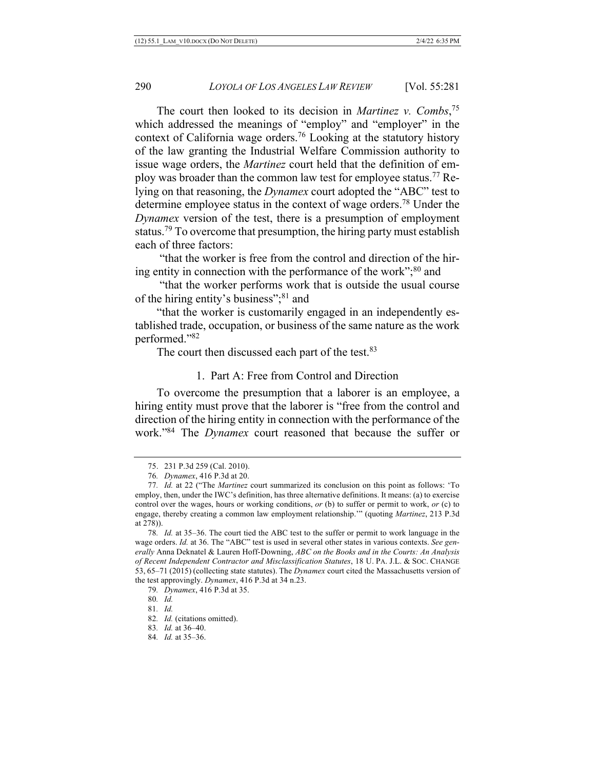The court then looked to its decision in *Martinez v. Combs*,[75] which addressed the meanings of "employ" and "employer" in the context of California wage orders.[76] Looking at the statutory history of the law granting the Industrial Welfare Commission authority to issue wage orders, the *Martinez* court held that the definition of employ was broader than the common law test for employee status.[77] Relying on that reasoning, the *Dynamex* court adopted the "ABC" test to determine employee status in the context of wage orders.[78] Under the *Dynamex* version of the test, there is a presumption of employment status.[79] To overcome that presumption, the hiring party must establish each of three factors:

"that the worker is free from the control and direction of the hiring entity in connection with the performance of the work";[80] and

"that the worker performs work that is outside the usual course of the hiring entity's business";[81] and

"that the worker is customarily engaged in an independently established trade, occupation, or business of the same nature as the work performed."[82]

The court then discussed each part of the test.[83]

### 1. Part A: Free from Control and Direction

To overcome the presumption that a laborer is an employee, a hiring entity must prove that the laborer is "free from the control and direction of the hiring entity in connection with the performance of the work."[84] The *Dynamex* court reasoned that because the suffer or

---

75. 231 P.3d 259 (Cal. 2010).

76. *Dynamex*, 416 P.3d at 20.

77. *Id.* at 22 ("The *Martinez* court summarized its conclusion on this point as follows: 'To employ, then, under the IWC's definition, has three alternative definitions. It means: (a) to exercise control over the wages, hours or working conditions, *or* (b) to suffer or permit to work, *or* (c) to engage, thereby creating a common law employment relationship.'" (quoting *Martinez*, 213 P.3d at 278)).

78. *Id.* at 35–36. The court tied the ABC test to the suffer or permit to work language in the wage orders. *Id.* at 36. The "ABC" test is used in several other states in various contexts. *See generally* Anna Deknatel & Lauren Hoff-Downing, *ABC on the Books and in the Courts: An Analysis of Recent Independent Contractor and Misclassification Statutes*, 18 U. PA. J.L. & SOC. CHANGE 53, 65–71 (2015) (collecting state statutes). The *Dynamex* court cited the Massachusetts version of the test approvingly. *Dynamex*, 416 P.3d at 34 n.23.

79. *Dynamex*, 416 P.3d at 35.

80. *Id.*

81. *Id.*

82. *Id.* (citations omitted).

83. *Id.* at 36–40.

84. *Id.* at 35–36.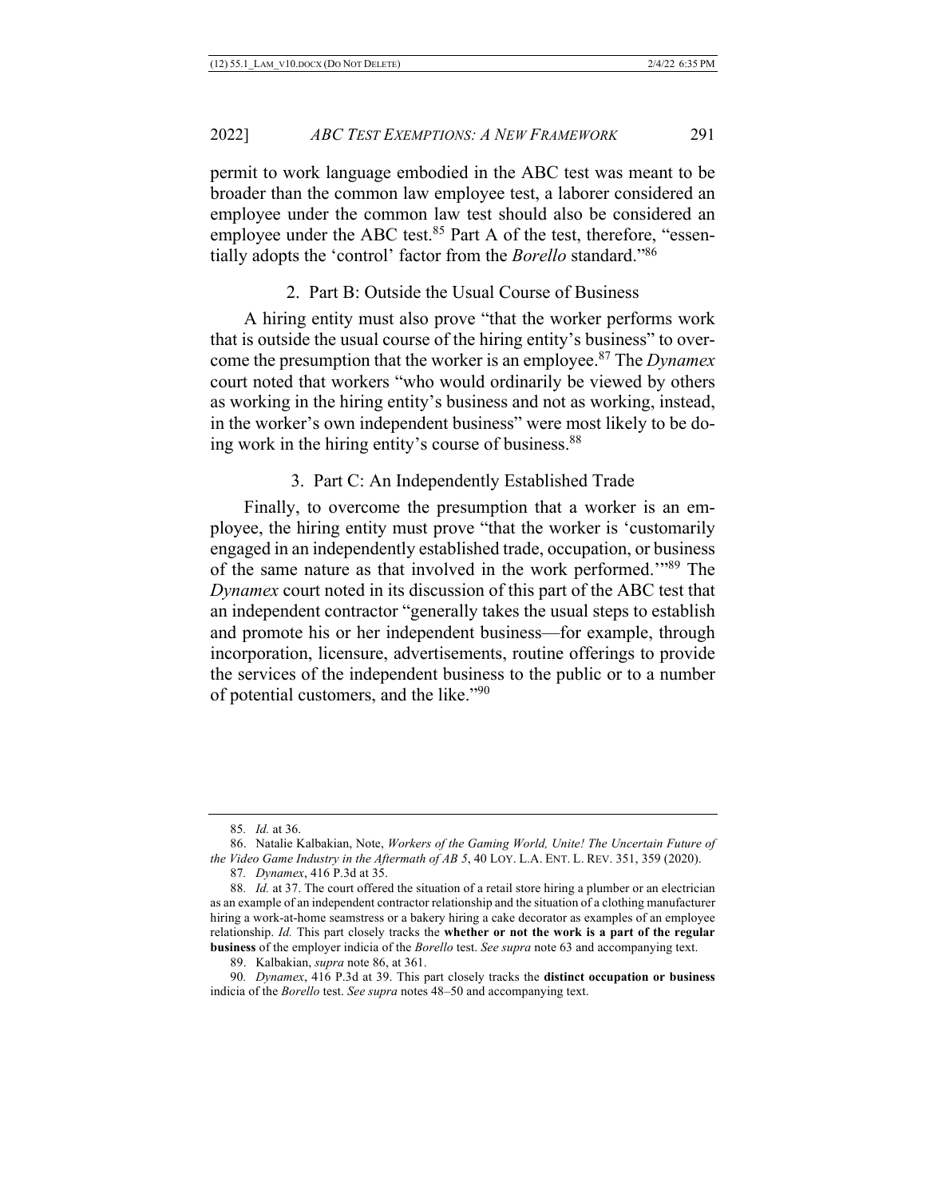permit to work language embodied in the ABC test was meant to be broader than the common law employee test, a laborer considered an employee under the common law test should also be considered an employee under the ABC test.[85] Part A of the test, therefore, "essentially adopts the 'control' factor from the *Borello* standard."[86]

### 2. Part B: Outside the Usual Course of Business

A hiring entity must also prove "that the worker performs work that is outside the usual course of the hiring entity's business" to overcome the presumption that the worker is an employee.[87] The *Dynamex* court noted that workers "who would ordinarily be viewed by others as working in the hiring entity's business and not as working, instead, in the worker's own independent business" were most likely to be doing work in the hiring entity's course of business.[88]

### 3. Part C: An Independently Established Trade

Finally, to overcome the presumption that a worker is an employee, the hiring entity must prove "that the worker is 'customarily engaged in an independently established trade, occupation, or business of the same nature as that involved in the work performed.'"[89] The *Dynamex* court noted in its discussion of this part of the ABC test that an independent contractor "generally takes the usual steps to establish and promote his or her independent business—for example, through incorporation, licensure, advertisements, routine offerings to provide the services of the independent business to the public or to a number of potential customers, and the like."[90]

---

85. *Id.* at 36.

86. Natalie Kalbakian, Note, *Workers of the Gaming World, Unite! The Uncertain Future of the Video Game Industry in the Aftermath of AB 5*, 40 LOY. L.A. ENT. L. REV. 351, 359 (2020).

87. *Dynamex*, 416 P.3d at 35.

88. *Id.* at 37. The court offered the situation of a retail store hiring a plumber or an electrician as an example of an independent contractor relationship and the situation of a clothing manufacturer hiring a work-at-home seamstress or a bakery hiring a cake decorator as examples of an employee relationship. *Id.* This part closely tracks the **whether or not the work is a part of the regular business** of the employer indicia of the *Borello* test. *See supra* note 63 and accompanying text.

89. Kalbakian, *supra* note 86, at 361.

90. *Dynamex*, 416 P.3d at 39. This part closely tracks the **distinct occupation or business** indicia of the *Borello* test. *See supra* notes 48–50 and accompanying text.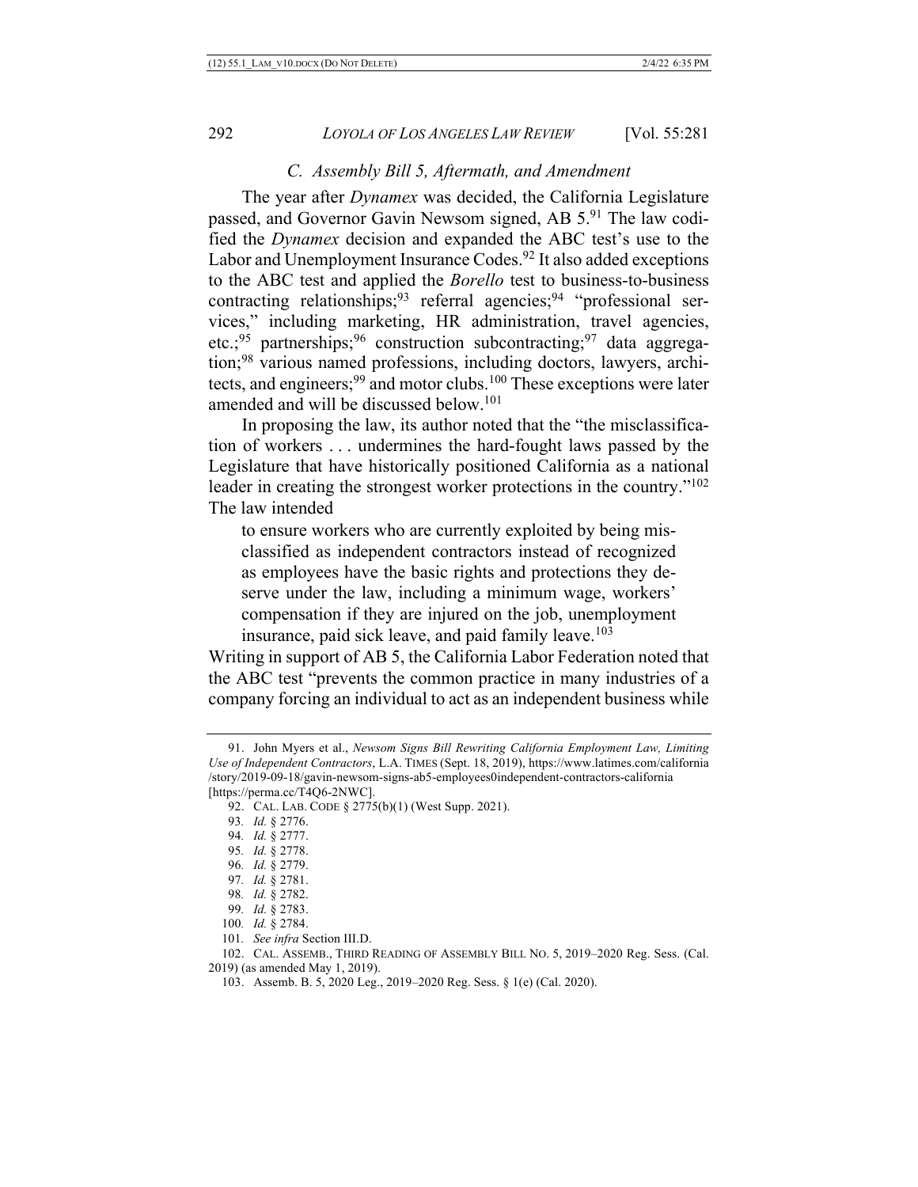### *C. Assembly Bill 5, Aftermath, and Amendment*

The year after *Dynamex* was decided, the California Legislature passed, and Governor Gavin Newsom signed, AB 5.[91] The law codified the *Dynamex* decision and expanded the ABC test's use to the Labor and Unemployment Insurance Codes.[92] It also added exceptions to the ABC test and applied the *Borello* test to business-to-business contracting relationships;[93] referral agencies;[94] "professional services," including marketing, HR administration, travel agencies, etc.;[95] partnerships;[96] construction subcontracting;[97] data aggregation;[98] various named professions, including doctors, lawyers, architects, and engineers;[99] and motor clubs.[100] These exceptions were later amended and will be discussed below.[101]

In proposing the law, its author noted that the "the misclassification of workers . . . undermines the hard-fought laws passed by the Legislature that have historically positioned California as a national leader in creating the strongest worker protections in the country."[102] The law intended

> to ensure workers who are currently exploited by being misclassified as independent contractors instead of recognized as employees have the basic rights and protections they deserve under the law, including a minimum wage, workers' compensation if they are injured on the job, unemployment insurance, paid sick leave, and paid family leave.[103]

Writing in support of AB 5, the California Labor Federation noted that the ABC test "prevents the common practice in many industries of a company forcing an individual to act as an independent business while

---

91. John Myers et al., *Newsom Signs Bill Rewriting California Employment Law, Limiting Use of Independent Contractors*, L.A. TIMES (Sept. 18, 2019), https://www.latimes.com/california/story/2019-09-18/gavin-newsom-signs-ab5-employees0independent-contractors-california [https://perma.cc/T4Q6-2NWC].

92. CAL. LAB. CODE § 2775(b)(1) (West Supp. 2021).

93. *Id.* § 2776.

94. *Id.* § 2777.

95. *Id.* § 2778.

96. *Id.* § 2779.

97. *Id.* § 2781.

98. *Id.* § 2782.

99. *Id.* § 2783.

100. *Id.* § 2784.

101. *See infra* Section III.D.

102. CAL. ASSEMB., THIRD READING OF ASSEMBLY BILL NO. 5, 2019–2020 Reg. Sess. (Cal. 2019) (as amended May 1, 2019).

103. Assemb. B. 5, 2020 Leg., 2019–2020 Reg. Sess. § 1(e) (Cal. 2020).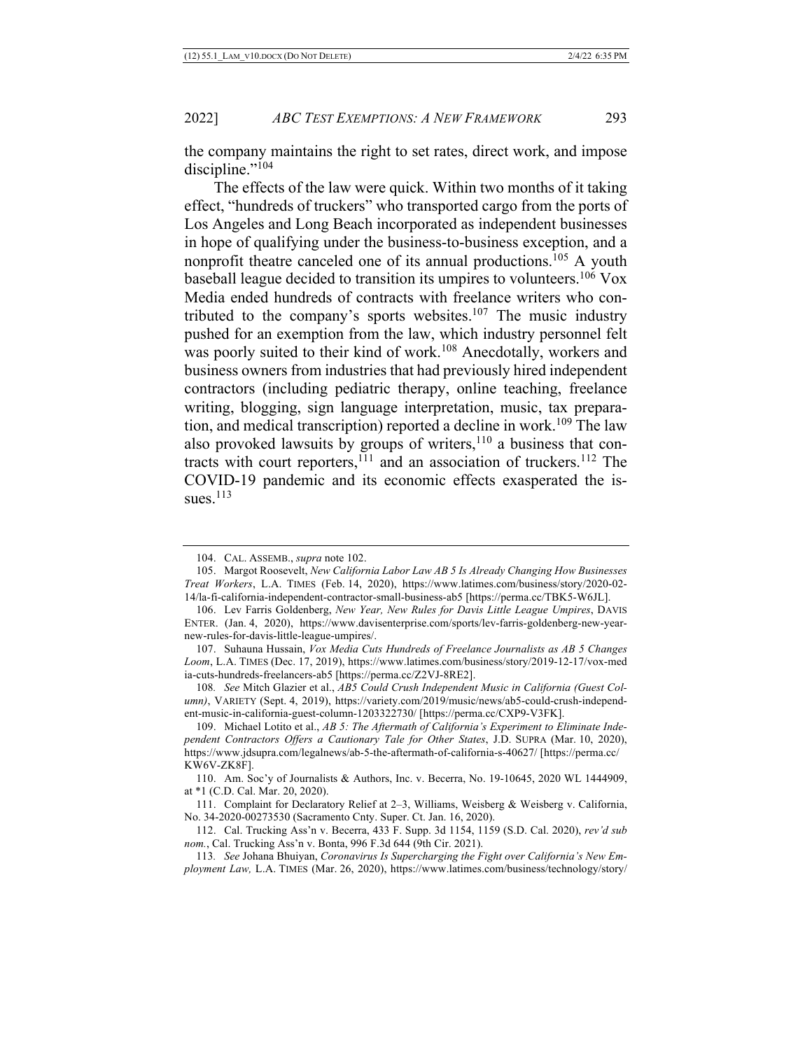the company maintains the right to set rates, direct work, and impose discipline."[104]

The effects of the law were quick. Within two months of it taking effect, "hundreds of truckers" who transported cargo from the ports of Los Angeles and Long Beach incorporated as independent businesses in hope of qualifying under the business-to-business exception, and a nonprofit theatre canceled one of its annual productions.[105] A youth baseball league decided to transition its umpires to volunteers.[106] Vox Media ended hundreds of contracts with freelance writers who contributed to the company's sports websites.[107] The music industry pushed for an exemption from the law, which industry personnel felt was poorly suited to their kind of work.[108] Anecdotally, workers and business owners from industries that had previously hired independent contractors (including pediatric therapy, online teaching, freelance writing, blogging, sign language interpretation, music, tax preparation, and medical transcription) reported a decline in work.[109] The law also provoked lawsuits by groups of writers,[110] a business that contracts with court reporters,[111] and an association of truckers.[112] The COVID-19 pandemic and its economic effects exasperated the issues.[113]

---

104. CAL. ASSEMB., *supra* note 102.

105. Margot Roosevelt, *New California Labor Law AB 5 Is Already Changing How Businesses Treat Workers*, L.A. TIMES (Feb. 14, 2020), https://www.latimes.com/business/story/2020-02-14/la-fi-california-independent-contractor-small-business-ab5 [https://perma.cc/TBK5-W6JL].

106. Lev Farris Goldenberg, *New Year, New Rules for Davis Little League Umpires*, DAVIS ENTER. (Jan. 4, 2020), https://www.davisenterprise.com/sports/lev-farris-goldenberg-new-year-new-rules-for-davis-little-league-umpires/.

107. Suhauna Hussain, *Vox Media Cuts Hundreds of Freelance Journalists as AB 5 Changes Loom*, L.A. TIMES (Dec. 17, 2019), https://www.latimes.com/business/story/2019-12-17/vox-media-cuts-hundreds-freelancers-ab5 [https://perma.cc/Z2VJ-8RE2].

108. *See* Mitch Glazier et al., *AB5 Could Crush Independent Music in California (Guest Column)*, VARIETY (Sept. 4, 2019), https://variety.com/2019/music/news/ab5-could-crush-independent-music-in-california-guest-column-1203322730/ [https://perma.cc/CXP9-V3FK].

109. Michael Lotito et al., *AB 5: The Aftermath of California's Experiment to Eliminate Independent Contractors Offers a Cautionary Tale for Other States*, J.D. SUPRA (Mar. 10, 2020), https://www.jdsupra.com/legalnews/ab-5-the-aftermath-of-california-s-40627/ [https://perma.cc/KW6V-ZK8F].

110. Am. Soc'y of Journalists & Authors, Inc. v. Becerra, No. 19-10645, 2020 WL 1444909, at *1 (C.D. Cal. Mar. 20, 2020).

111. Complaint for Declaratory Relief at 2–3, Williams, Weisberg & Weisberg v. California, No. 34-2020-00273530 (Sacramento Cnty. Super. Ct. Jan. 16, 2020).

112. Cal. Trucking Ass'n v. Becerra, 433 F. Supp. 3d 1154, 1159 (S.D. Cal. 2020), *rev'd sub nom.*, Cal. Trucking Ass'n v. Bonta, 996 F.3d 644 (9th Cir. 2021).

113. *See* Johana Bhuiyan, *Coronavirus Is Supercharging the Fight over California's New Employment Law,* L.A. TIMES (Mar. 26, 2020), https://www.latimes.com/business/technology/story/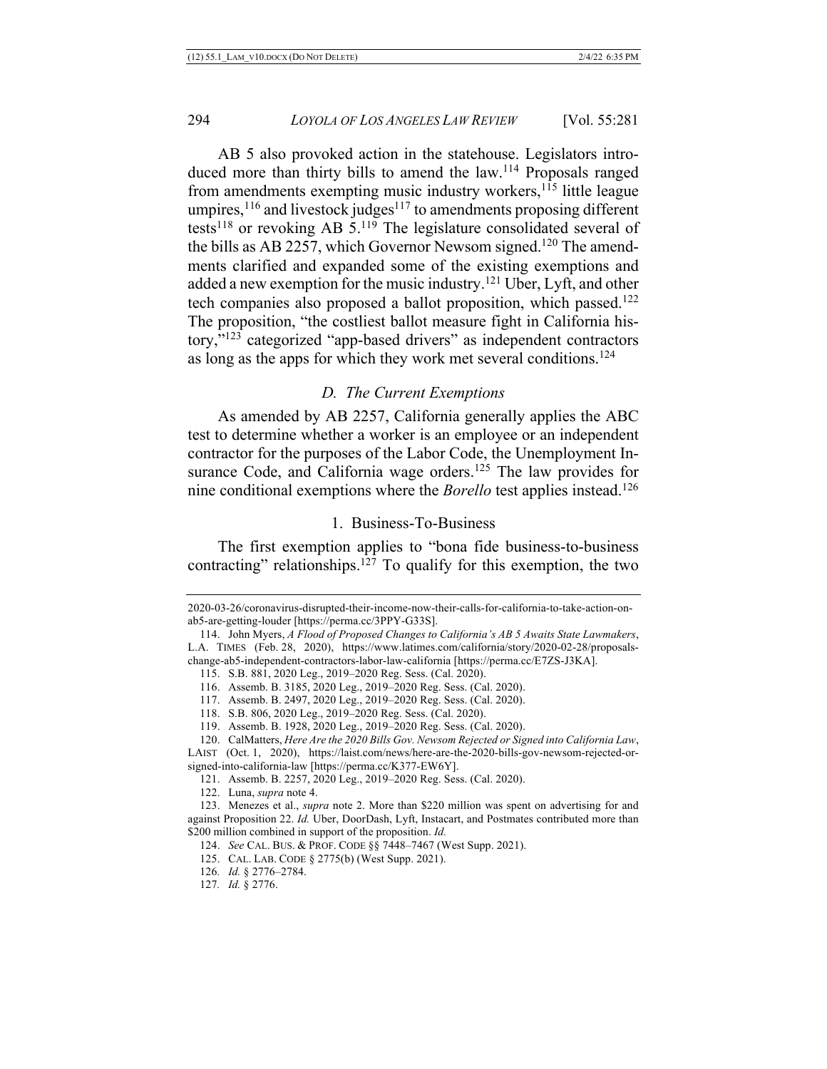AB 5 also provoked action in the statehouse. Legislators introduced more than thirty bills to amend the law.[114] Proposals ranged from amendments exempting music industry workers,[115] little league umpires,[116] and livestock judges[117] to amendments proposing different tests[118] or revoking AB 5.[119] The legislature consolidated several of the bills as AB 2257, which Governor Newsom signed.[120] The amendments clarified and expanded some of the existing exemptions and added a new exemption for the music industry.[121] Uber, Lyft, and other tech companies also proposed a ballot proposition, which passed.[122] The proposition, "the costliest ballot measure fight in California history,"[123] categorized "app-based drivers" as independent contractors as long as the apps for which they work met several conditions.[124]

### *D. The Current Exemptions*

As amended by AB 2257, California generally applies the ABC test to determine whether a worker is an employee or an independent contractor for the purposes of the Labor Code, the Unemployment Insurance Code, and California wage orders.[125] The law provides for nine conditional exemptions where the *Borello* test applies instead.[126]

#### 1. Business-To-Business

The first exemption applies to "bona fide business-to-business contracting" relationships.[127] To qualify for this exemption, the two

---

2020-03-26/coronavirus-disrupted-their-income-now-their-calls-for-california-to-take-action-on-ab5-are-getting-louder [https://perma.cc/3PPY-G33S].

114. John Myers, *A Flood of Proposed Changes to California's AB 5 Awaits State Lawmakers*, L.A. TIMES (Feb. 28, 2020), https://www.latimes.com/california/story/2020-02-28/proposals-change-ab5-independent-contractors-labor-law-california [https://perma.cc/E7ZS-J3KA].

115. S.B. 881, 2020 Leg., 2019–2020 Reg. Sess. (Cal. 2020).

116. Assemb. B. 3185, 2020 Leg., 2019–2020 Reg. Sess. (Cal. 2020).

117. Assemb. B. 2497, 2020 Leg., 2019–2020 Reg. Sess. (Cal. 2020).

118. S.B. 806, 2020 Leg., 2019–2020 Reg. Sess. (Cal. 2020).

119. Assemb. B. 1928, 2020 Leg., 2019–2020 Reg. Sess. (Cal. 2020).

120. CalMatters, *Here Are the 2020 Bills Gov. Newsom Rejected or Signed into California Law*, LAIST (Oct. 1, 2020), https://laist.com/news/here-are-the-2020-bills-gov-newsom-rejected-or-signed-into-california-law [https://perma.cc/K377-EW6Y].

121. Assemb. B. 2257, 2020 Leg., 2019–2020 Reg. Sess. (Cal. 2020).

122. Luna, *supra* note 4.

123. Menezes et al., *supra* note 2. More than $220 million was spent on advertising for and against Proposition 22. *Id.* Uber, DoorDash, Lyft, Instacart, and Postmates contributed more than $200 million combined in support of the proposition. *Id.*

124. *See* CAL. BUS. & PROF. CODE §§ 7448–7467 (West Supp. 2021).

125. CAL. LAB. CODE § 2775(b) (West Supp. 2021).

126. *Id.* § 2776–2784.

127. *Id.* § 2776.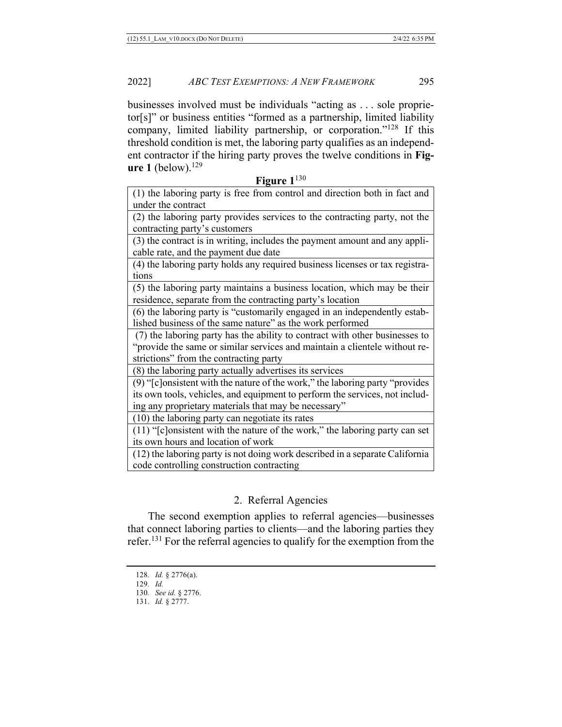businesses involved must be individuals "acting as . . . sole proprietor[s]" or business entities "formed as a partnership, limited liability company, limited liability partnership, or corporation."[128] If this threshold condition is met, the laboring party qualifies as an independent contractor if the hiring party proves the twelve conditions in **Figure 1** (below).[129]

**Figure 1**[130]

| |
|---|
| (1) the laboring party is free from control and direction both in fact and under the contract |
| (2) the laboring party provides services to the contracting party, not the contracting party's customers |
| (3) the contract is in writing, includes the payment amount and any applicable rate, and the payment due date |
| (4) the laboring party holds any required business licenses or tax registrations |
| (5) the laboring party maintains a business location, which may be their residence, separate from the contracting party's location |
| (6) the laboring party is "customarily engaged in an independently established business of the same nature" as the work performed |
| (7) the laboring party has the ability to contract with other businesses to "provide the same or similar services and maintain a clientele without restrictions" from the contracting party |
| (8) the laboring party actually advertises its services |
| (9) "[c]onsistent with the nature of the work," the laboring party "provides its own tools, vehicles, and equipment to perform the services, not including any proprietary materials that may be necessary" |
| (10) the laboring party can negotiate its rates |
| (11) "[c]onsistent with the nature of the work," the laboring party can set its own hours and location of work |
| (12) the laboring party is not doing work described in a separate California code controlling construction contracting |

### 2. Referral Agencies

The second exemption applies to referral agencies—businesses that connect laboring parties to clients—and the laboring parties they refer.[131] For the referral agencies to qualify for the exemption from the

128. *Id.* § 2776(a).
129. *Id.*
130. *See id.* § 2776.
131. *Id.* § 2777.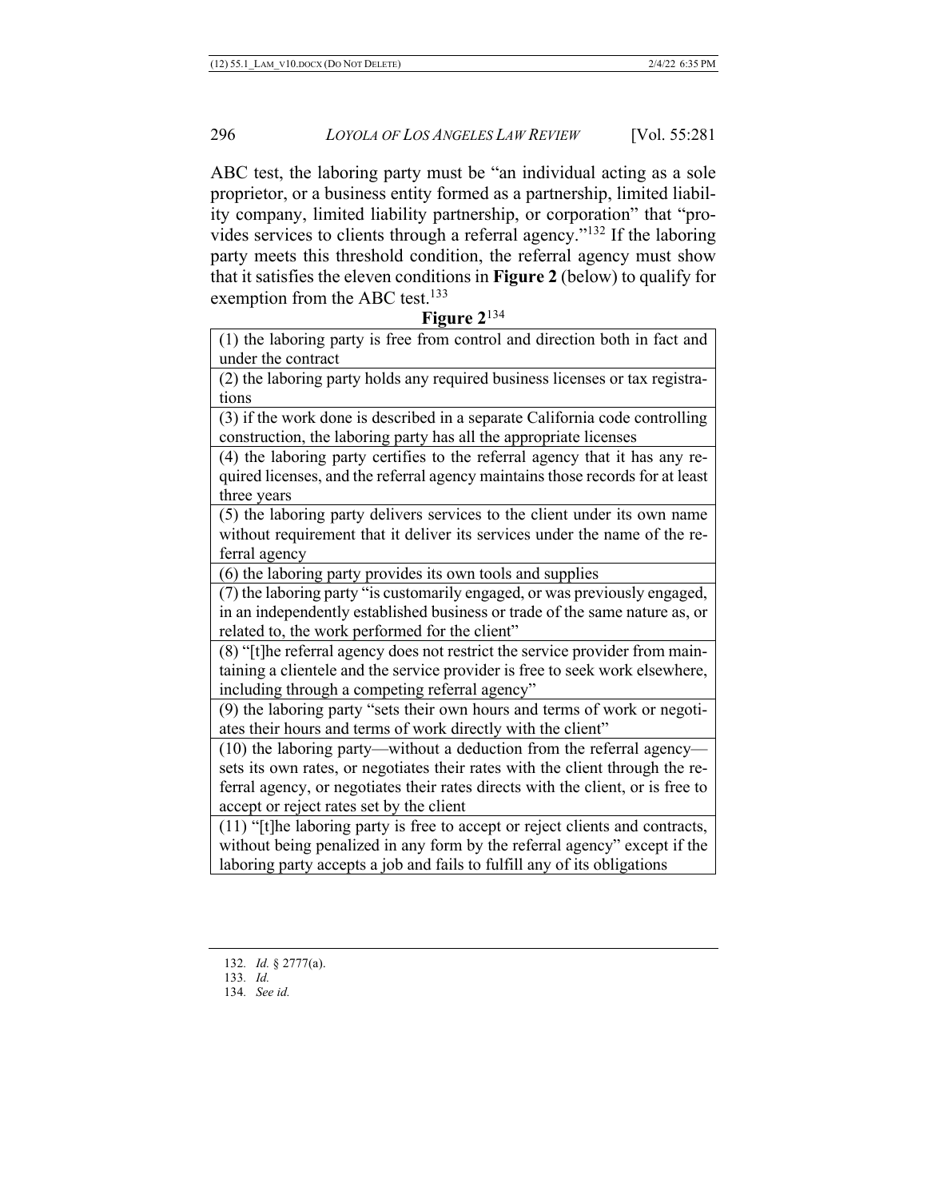ABC test, the laboring party must be "an individual acting as a sole proprietor, or a business entity formed as a partnership, limited liability company, limited liability partnership, or corporation" that "provides services to clients through a referral agency."[132] If the laboring party meets this threshold condition, the referral agency must show that it satisfies the eleven conditions in **Figure 2** (below) to qualify for exemption from the ABC test.[133]

**Figure 2**[134]

| |
|---|
| (1) the laboring party is free from control and direction both in fact and under the contract |
| (2) the laboring party holds any required business licenses or tax registrations |
| (3) if the work done is described in a separate California code controlling construction, the laboring party has all the appropriate licenses |
| (4) the laboring party certifies to the referral agency that it has any required licenses, and the referral agency maintains those records for at least three years |
| (5) the laboring party delivers services to the client under its own name without requirement that it deliver its services under the name of the referral agency |
| (6) the laboring party provides its own tools and supplies |
| (7) the laboring party "is customarily engaged, or was previously engaged, in an independently established business or trade of the same nature as, or related to, the work performed for the client" |
| (8) "[t]he referral agency does not restrict the service provider from maintaining a clientele and the service provider is free to seek work elsewhere, including through a competing referral agency" |
| (9) the laboring party "sets their own hours and terms of work or negotiates their hours and terms of work directly with the client" |
| (10) the laboring party—without a deduction from the referral agency—sets its own rates, or negotiates their rates with the client through the referral agency, or negotiates their rates directs with the client, or is free to accept or reject rates set by the client |
| (11) "[t]he laboring party is free to accept or reject clients and contracts, without being penalized in any form by the referral agency" except if the laboring party accepts a job and fails to fulfill any of its obligations |

132. *Id.* § 2777(a).

133. *Id.*

134. *See id.*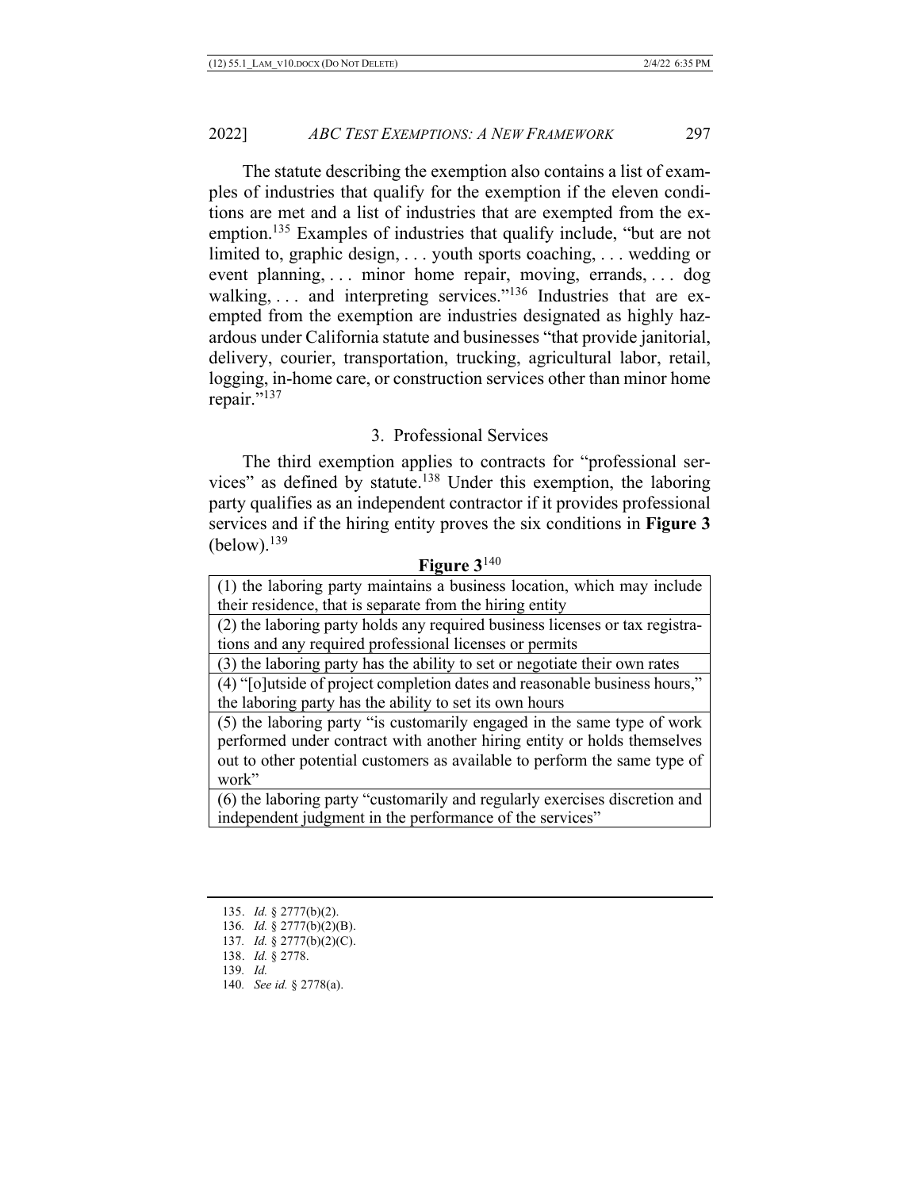The statute describing the exemption also contains a list of examples of industries that qualify for the exemption if the eleven conditions are met and a list of industries that are exempted from the exemption.[135] Examples of industries that qualify include, "but are not limited to, graphic design, . . . youth sports coaching, . . . wedding or event planning, . . . minor home repair, moving, errands, . . . dog walking, . . . and interpreting services."[136] Industries that are exempted from the exemption are industries designated as highly hazardous under California statute and businesses "that provide janitorial, delivery, courier, transportation, trucking, agricultural labor, retail, logging, in-home care, or construction services other than minor home repair."[137]

### 3. Professional Services

The third exemption applies to contracts for "professional services" as defined by statute.[138] Under this exemption, the laboring party qualifies as an independent contractor if it provides professional services and if the hiring entity proves the six conditions in **Figure 3** (below).[139]

**Figure 3**[140]

| |
|---|
| (1) the laboring party maintains a business location, which may include their residence, that is separate from the hiring entity |
| (2) the laboring party holds any required business licenses or tax registrations and any required professional licenses or permits |
| (3) the laboring party has the ability to set or negotiate their own rates |
| (4) "[o]utside of project completion dates and reasonable business hours," the laboring party has the ability to set its own hours |
| (5) the laboring party "is customarily engaged in the same type of work performed under contract with another hiring entity or holds themselves out to other potential customers as available to perform the same type of work" |
| (6) the laboring party "customarily and regularly exercises discretion and independent judgment in the performance of the services" |

135. *Id.* § 2777(b)(2).
136. *Id.* § 2777(b)(2)(B).
137. *Id.* § 2777(b)(2)(C).
138. *Id.* § 2778.
139. *Id.*
140. *See id.* § 2778(a).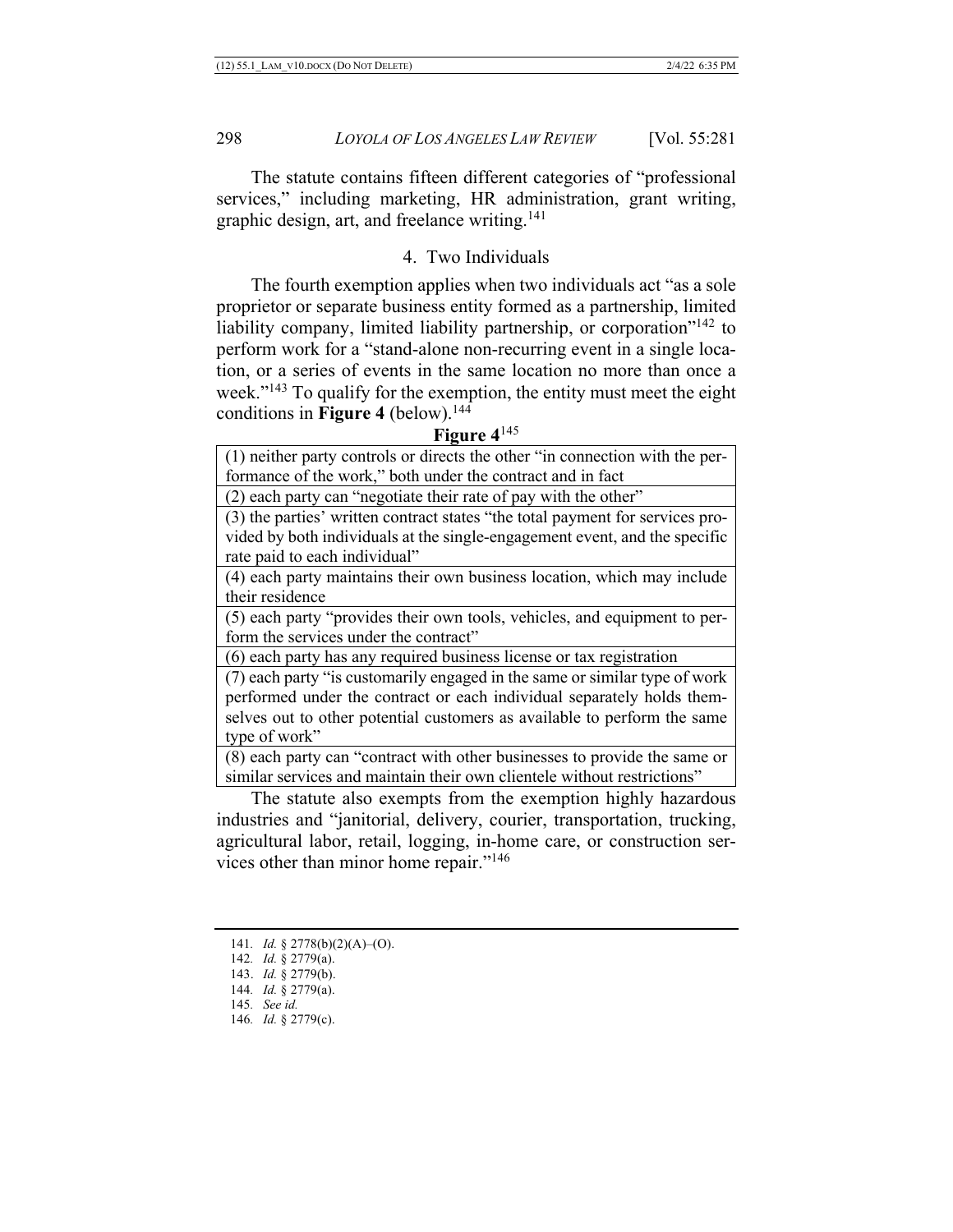The statute contains fifteen different categories of "professional services," including marketing, HR administration, grant writing, graphic design, art, and freelance writing.[141]

#### 4. Two Individuals

The fourth exemption applies when two individuals act "as a sole proprietor or separate business entity formed as a partnership, limited liability company, limited liability partnership, or corporation"[142] to perform work for a "stand-alone non-recurring event in a single location, or a series of events in the same location no more than once a week."[143] To qualify for the exemption, the entity must meet the eight conditions in **Figure 4** (below).[144]

**Figure 4**[145]

| |
|---|
| (1) neither party controls or directs the other "in connection with the performance of the work," both under the contract and in fact |
| (2) each party can "negotiate their rate of pay with the other" |
| (3) the parties' written contract states "the total payment for services provided by both individuals at the single-engagement event, and the specific rate paid to each individual" |
| (4) each party maintains their own business location, which may include their residence |
| (5) each party "provides their own tools, vehicles, and equipment to perform the services under the contract" |
| (6) each party has any required business license or tax registration |
| (7) each party "is customarily engaged in the same or similar type of work performed under the contract or each individual separately holds themselves out to other potential customers as available to perform the same type of work" |
| (8) each party can "contract with other businesses to provide the same or similar services and maintain their own clientele without restrictions" |

The statute also exempts from the exemption highly hazardous industries and "janitorial, delivery, courier, transportation, trucking, agricultural labor, retail, logging, in-home care, or construction services other than minor home repair."[146]

---

141. *Id.* § 2778(b)(2)(A)–(O).
142. *Id.* § 2779(a).
143. *Id.* § 2779(b).
144. *Id.* § 2779(a).
145. *See id.*
146. *Id.* § 2779(c).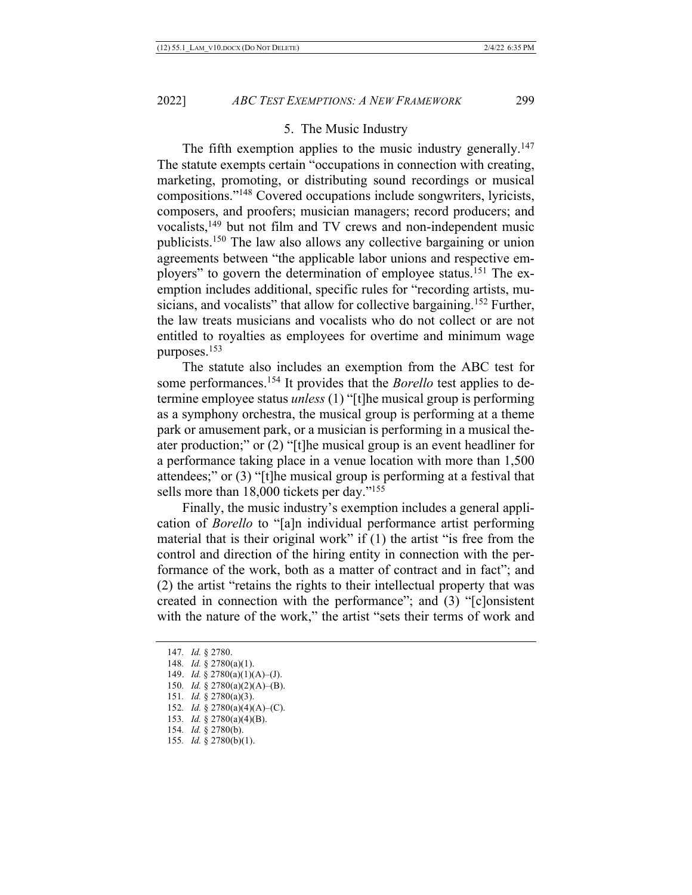### 5. The Music Industry

The fifth exemption applies to the music industry generally.[147] The statute exempts certain "occupations in connection with creating, marketing, promoting, or distributing sound recordings or musical compositions."[148] Covered occupations include songwriters, lyricists, composers, and proofers; musician managers; record producers; and vocalists,[149] but not film and TV crews and non-independent music publicists.[150] The law also allows any collective bargaining or union agreements between "the applicable labor unions and respective employers" to govern the determination of employee status.[151] The exemption includes additional, specific rules for "recording artists, musicians, and vocalists" that allow for collective bargaining.[152] Further, the law treats musicians and vocalists who do not collect or are not entitled to royalties as employees for overtime and minimum wage purposes.[153]

The statute also includes an exemption from the ABC test for some performances.[154] It provides that the *Borello* test applies to determine employee status *unless* (1) "[t]he musical group is performing as a symphony orchestra, the musical group is performing at a theme park or amusement park, or a musician is performing in a musical theater production;" or (2) "[t]he musical group is an event headliner for a performance taking place in a venue location with more than 1,500 attendees;" or (3) "[t]he musical group is performing at a festival that sells more than 18,000 tickets per day."[155]

Finally, the music industry's exemption includes a general application of *Borello* to "[a]n individual performance artist performing material that is their original work" if (1) the artist "is free from the control and direction of the hiring entity in connection with the performance of the work, both as a matter of contract and in fact"; and (2) the artist "retains the rights to their intellectual property that was created in connection with the performance"; and (3) "[c]onsistent with the nature of the work," the artist "sets their terms of work and

---

147. *Id.* § 2780.
148. *Id.* § 2780(a)(1).
149. *Id.* § 2780(a)(1)(A)–(J).
150. *Id.* § 2780(a)(2)(A)–(B).
151. *Id.* § 2780(a)(3).
152. *Id.* § 2780(a)(4)(A)–(C).
153. *Id.* § 2780(a)(4)(B).
154. *Id.* § 2780(b).
155. *Id.* § 2780(b)(1).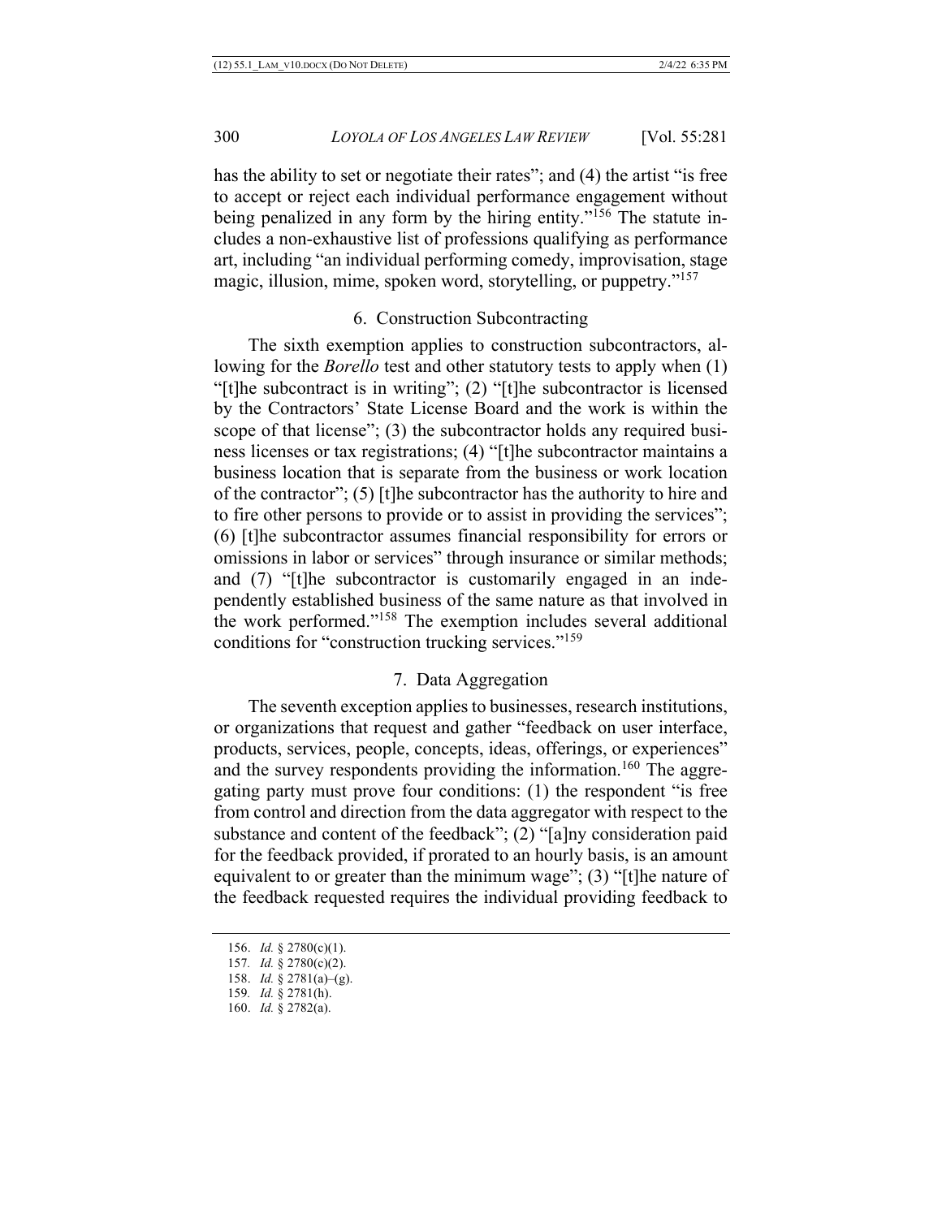has the ability to set or negotiate their rates"; and (4) the artist "is free to accept or reject each individual performance engagement without being penalized in any form by the hiring entity."[156] The statute includes a non-exhaustive list of professions qualifying as performance art, including "an individual performing comedy, improvisation, stage magic, illusion, mime, spoken word, storytelling, or puppetry."[157]

### 6. Construction Subcontracting

The sixth exemption applies to construction subcontractors, allowing for the *Borello* test and other statutory tests to apply when (1) "[t]he subcontract is in writing"; (2) "[t]he subcontractor is licensed by the Contractors' State License Board and the work is within the scope of that license"; (3) the subcontractor holds any required business licenses or tax registrations; (4) "[t]he subcontractor maintains a business location that is separate from the business or work location of the contractor"; (5) [t]he subcontractor has the authority to hire and to fire other persons to provide or to assist in providing the services"; (6) [t]he subcontractor assumes financial responsibility for errors or omissions in labor or services" through insurance or similar methods; and (7) "[t]he subcontractor is customarily engaged in an independently established business of the same nature as that involved in the work performed."[158] The exemption includes several additional conditions for "construction trucking services."[159]

### 7. Data Aggregation

The seventh exception applies to businesses, research institutions, or organizations that request and gather "feedback on user interface, products, services, people, concepts, ideas, offerings, or experiences" and the survey respondents providing the information.[160] The aggregating party must prove four conditions: (1) the respondent "is free from control and direction from the data aggregator with respect to the substance and content of the feedback"; (2) "[a]ny consideration paid for the feedback provided, if prorated to an hourly basis, is an amount equivalent to or greater than the minimum wage"; (3) "[t]he nature of the feedback requested requires the individual providing feedback to

---

156. *Id.* § 2780(c)(1).
157. *Id.* § 2780(c)(2).
158. *Id.* § 2781(a)–(g).
159. *Id.* § 2781(h).
160. *Id.* § 2782(a).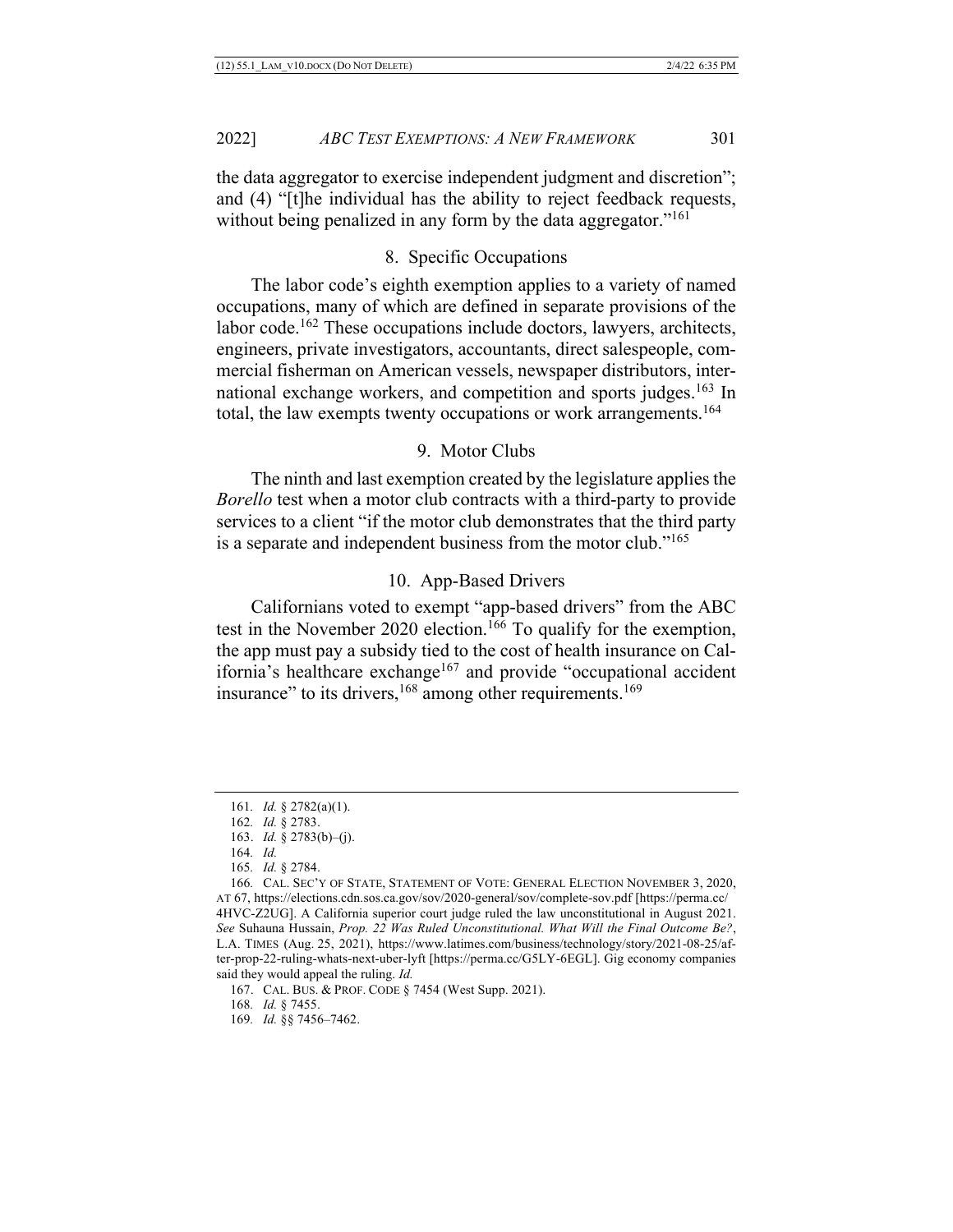the data aggregator to exercise independent judgment and discretion"; and (4) "[t]he individual has the ability to reject feedback requests, without being penalized in any form by the data aggregator."[161]

### 8. Specific Occupations

The labor code's eighth exemption applies to a variety of named occupations, many of which are defined in separate provisions of the labor code.[162] These occupations include doctors, lawyers, architects, engineers, private investigators, accountants, direct salespeople, commercial fisherman on American vessels, newspaper distributors, international exchange workers, and competition and sports judges.[163] In total, the law exempts twenty occupations or work arrangements.[164]

### 9. Motor Clubs

The ninth and last exemption created by the legislature applies the *Borello* test when a motor club contracts with a third-party to provide services to a client "if the motor club demonstrates that the third party is a separate and independent business from the motor club."[165]

### 10. App-Based Drivers

Californians voted to exempt "app-based drivers" from the ABC test in the November 2020 election.[166] To qualify for the exemption, the app must pay a subsidy tied to the cost of health insurance on California's healthcare exchange[167] and provide "occupational accident insurance" to its drivers,[168] among other requirements.[169]

---

161. *Id.* § 2782(a)(1).

162. *Id.* § 2783.

163. *Id.* § 2783(b)–(j).

164. *Id.*

165. *Id.* § 2784.

166. CAL. SEC'Y OF STATE, STATEMENT OF VOTE: GENERAL ELECTION NOVEMBER 3, 2020, AT 67, https://elections.cdn.sos.ca.gov/sov/2020-general/sov/complete-sov.pdf [https://perma.cc/4HVC-Z2UG]. A California superior court judge ruled the law unconstitutional in August 2021. *See* Suhauna Hussain, *Prop. 22 Was Ruled Unconstitutional. What Will the Final Outcome Be?*, L.A. TIMES (Aug. 25, 2021), https://www.latimes.com/business/technology/story/2021-08-25/after-prop-22-ruling-whats-next-uber-lyft [https://perma.cc/G5LY-6EGL]. Gig economy companies said they would appeal the ruling. *Id.*

167. CAL. BUS. & PROF. CODE § 7454 (West Supp. 2021).

168. *Id.* § 7455.

169. *Id.* §§ 7456–7462.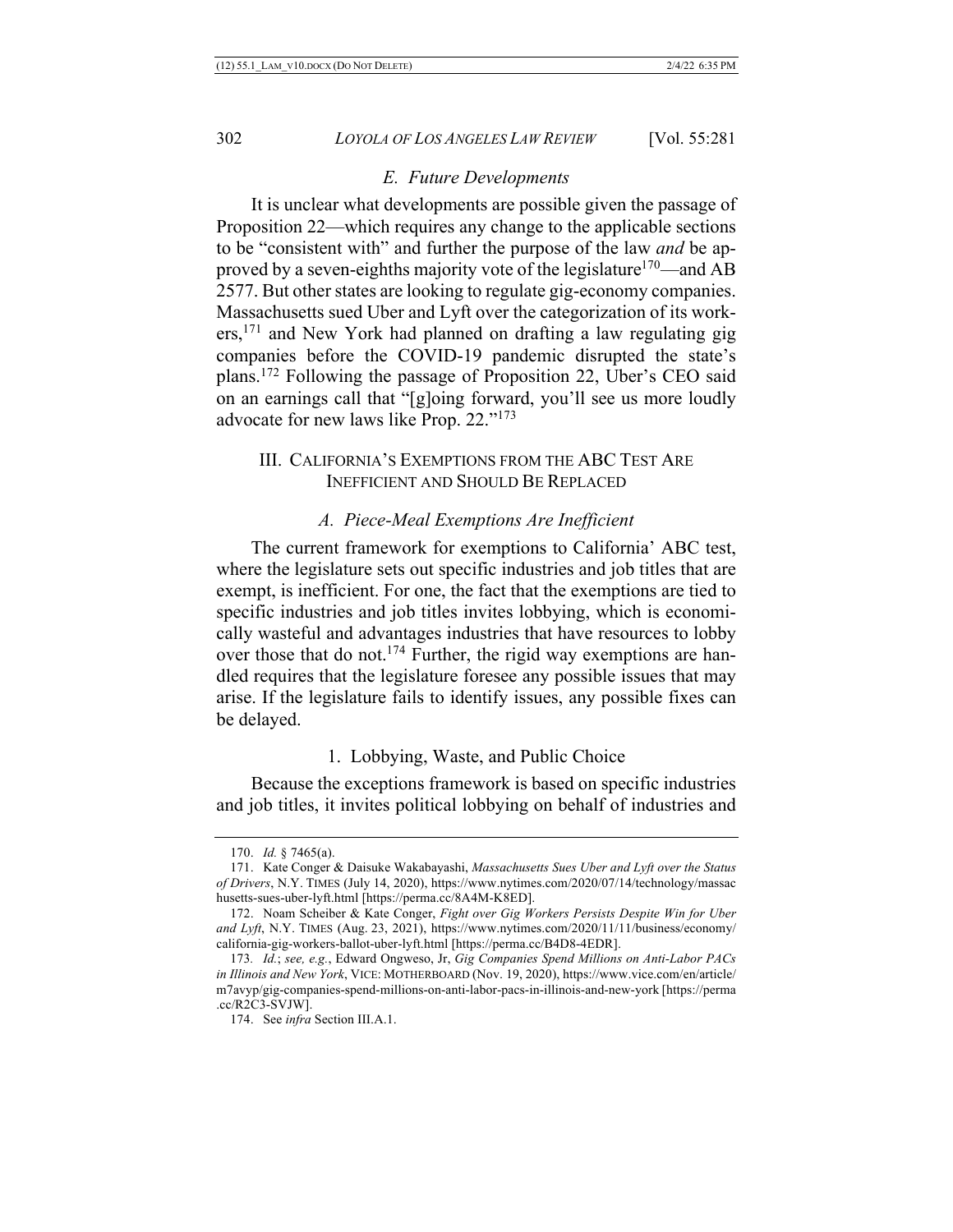### *E. Future Developments*

It is unclear what developments are possible given the passage of Proposition 22—which requires any change to the applicable sections to be "consistent with" and further the purpose of the law *and* be approved by a seven-eighths majority vote of the legislature[170]—and AB 2577. But other states are looking to regulate gig-economy companies. Massachusetts sued Uber and Lyft over the categorization of its workers,[171] and New York had planned on drafting a law regulating gig companies before the COVID-19 pandemic disrupted the state's plans.[172] Following the passage of Proposition 22, Uber's CEO said on an earnings call that "[g]oing forward, you'll see us more loudly advocate for new laws like Prop. 22."[173]

## III. CALIFORNIA'S EXEMPTIONS FROM THE ABC TEST ARE INEFFICIENT AND SHOULD BE REPLACED

### *A. Piece-Meal Exemptions Are Inefficient*

The current framework for exemptions to California' ABC test, where the legislature sets out specific industries and job titles that are exempt, is inefficient. For one, the fact that the exemptions are tied to specific industries and job titles invites lobbying, which is economically wasteful and advantages industries that have resources to lobby over those that do not.[174] Further, the rigid way exemptions are handled requires that the legislature foresee any possible issues that may arise. If the legislature fails to identify issues, any possible fixes can be delayed.

#### 1. Lobbying, Waste, and Public Choice

Because the exceptions framework is based on specific industries and job titles, it invites political lobbying on behalf of industries and

---

170. *Id.* § 7465(a).

171. Kate Conger & Daisuke Wakabayashi, *Massachusetts Sues Uber and Lyft over the Status of Drivers*, N.Y. TIMES (July 14, 2020), https://www.nytimes.com/2020/07/14/technology/massachusetts-sues-uber-lyft.html [https://perma.cc/8A4M-K8ED].

172. Noam Scheiber & Kate Conger, *Fight over Gig Workers Persists Despite Win for Uber and Lyft*, N.Y. TIMES (Aug. 23, 2021), https://www.nytimes.com/2020/11/11/business/economy/california-gig-workers-ballot-uber-lyft.html [https://perma.cc/B4D8-4EDR].

173. *Id.*; *see, e.g.*, Edward Ongweso, Jr, *Gig Companies Spend Millions on Anti-Labor PACs in Illinois and New York*, VICE: MOTHERBOARD (Nov. 19, 2020), https://www.vice.com/en/article/m7avyp/gig-companies-spend-millions-on-anti-labor-pacs-in-illinois-and-new-york [https://perma.cc/R2C3-SVJW].

174. See *infra* Section III.A.1.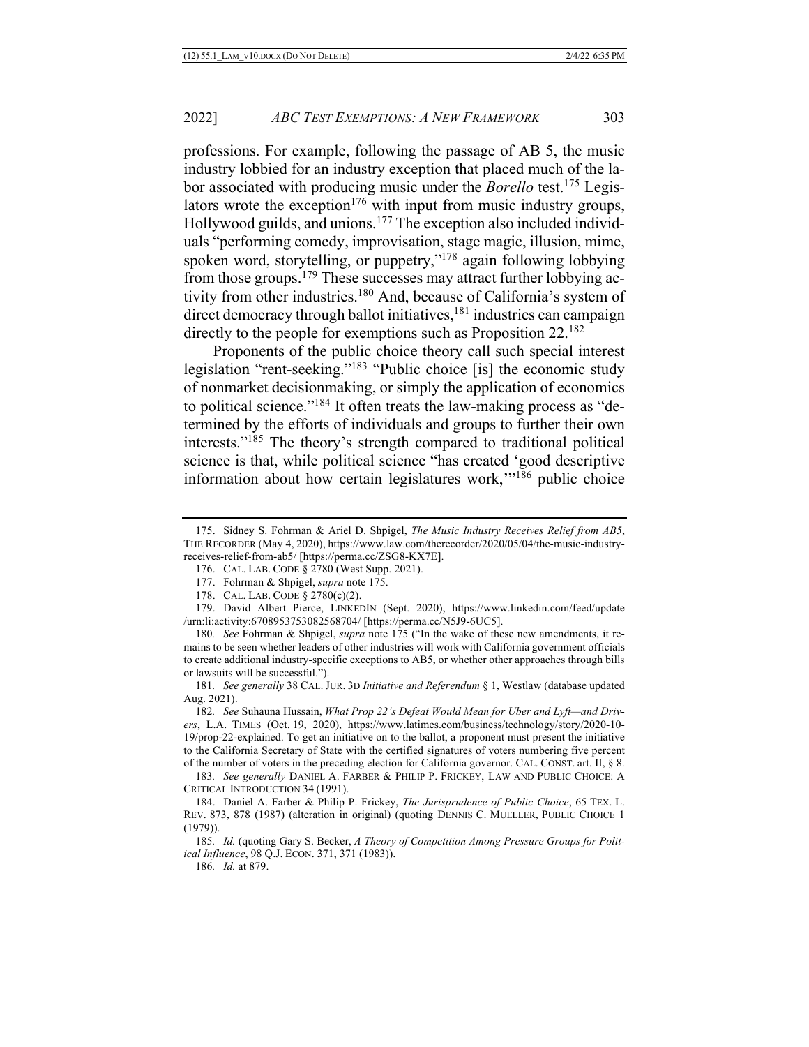professions. For example, following the passage of AB 5, the music industry lobbied for an industry exception that placed much of the labor associated with producing music under the *Borello* test.[175] Legislators wrote the exception[176] with input from music industry groups, Hollywood guilds, and unions.[177] The exception also included individuals "performing comedy, improvisation, stage magic, illusion, mime, spoken word, storytelling, or puppetry,"[178] again following lobbying from those groups.[179] These successes may attract further lobbying activity from other industries.[180] And, because of California's system of direct democracy through ballot initiatives,[181] industries can campaign directly to the people for exemptions such as Proposition 22.[182]

Proponents of the public choice theory call such special interest legislation "rent-seeking."[183] "Public choice [is] the economic study of nonmarket decisionmaking, or simply the application of economics to political science."[184] It often treats the law-making process as "determined by the efforts of individuals and groups to further their own interests."[185] The theory's strength compared to traditional political science is that, while political science "has created 'good descriptive information about how certain legislatures work,'"[186] public choice

---

175. Sidney S. Fohrman & Ariel D. Shpigel, *The Music Industry Receives Relief from AB5*, THE RECORDER (May 4, 2020), https://www.law.com/therecorder/2020/05/04/the-music-industry-receives-relief-from-ab5/ [https://perma.cc/ZSG8-KX7E].

176. CAL. LAB. CODE § 2780 (West Supp. 2021).

177. Fohrman & Shpigel, *supra* note 175.

178. CAL. LAB. CODE § 2780(c)(2).

179. David Albert Pierce, LINKEDIN (Sept. 2020), https://www.linkedin.com/feed/update/urn:li:activity:6708953753082568704/ [https://perma.cc/N5J9-6UC5].

180. *See* Fohrman & Shpigel, *supra* note 175 ("In the wake of these new amendments, it remains to be seen whether leaders of other industries will work with California government officials to create additional industry-specific exceptions to AB5, or whether other approaches through bills or lawsuits will be successful.").

181. *See generally* 38 CAL. JUR. 3D *Initiative and Referendum* § 1, Westlaw (database updated Aug. 2021).

182. *See* Suhauna Hussain, *What Prop 22's Defeat Would Mean for Uber and Lyft—and Drivers*, L.A. TIMES (Oct. 19, 2020), https://www.latimes.com/business/technology/story/2020-10-19/prop-22-explained. To get an initiative on to the ballot, a proponent must present the initiative to the California Secretary of State with the certified signatures of voters numbering five percent of the number of voters in the preceding election for California governor. CAL. CONST. art. II, § 8.

183. *See generally* DANIEL A. FARBER & PHILIP P. FRICKEY, LAW AND PUBLIC CHOICE: A CRITICAL INTRODUCTION 34 (1991).

184. Daniel A. Farber & Philip P. Frickey, *The Jurisprudence of Public Choice*, 65 TEX. L. REV. 873, 878 (1987) (alteration in original) (quoting DENNIS C. MUELLER, PUBLIC CHOICE 1 (1979)).

185. *Id.* (quoting Gary S. Becker, *A Theory of Competition Among Pressure Groups for Political Influence*, 98 Q.J. ECON. 371, 371 (1983)).

186. *Id.* at 879.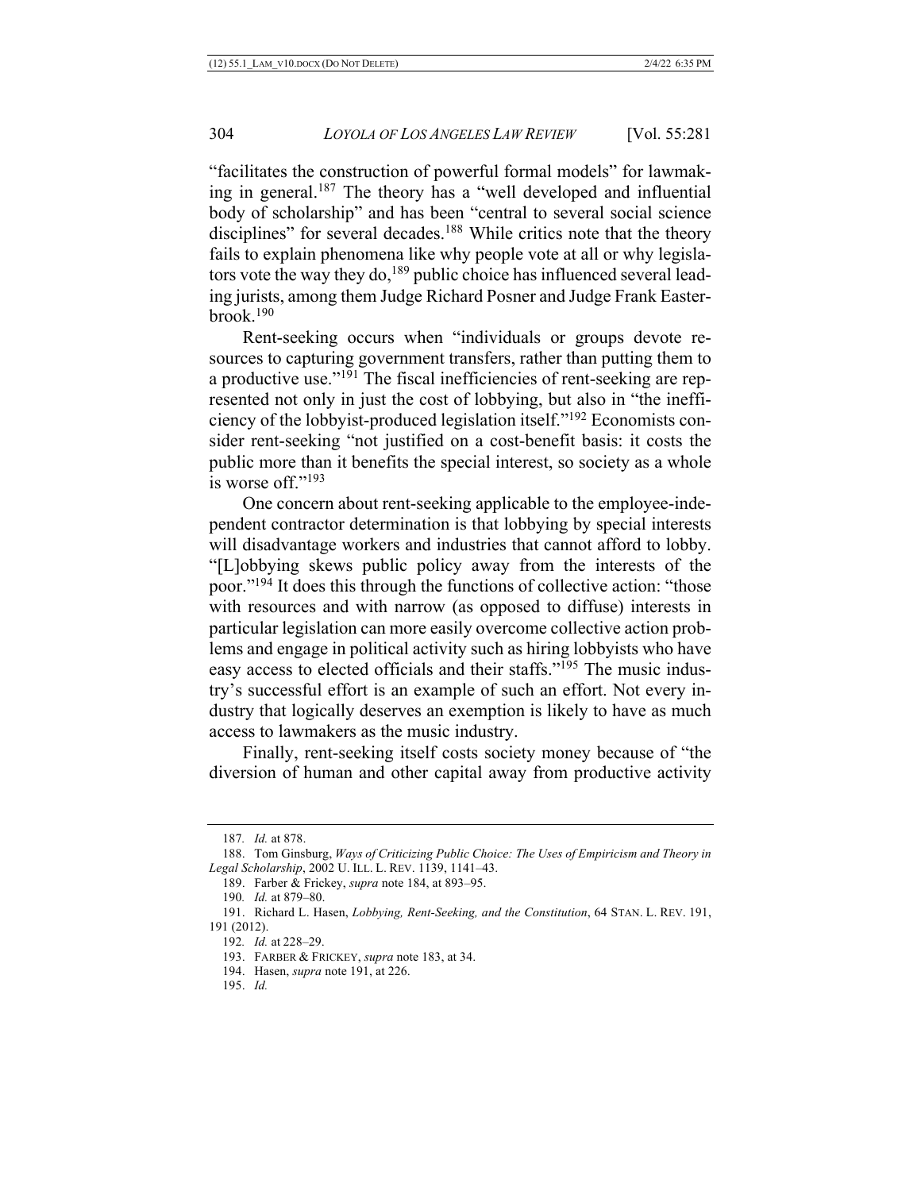"facilitates the construction of powerful formal models" for lawmaking in general.[187] The theory has a "well developed and influential body of scholarship" and has been "central to several social science disciplines" for several decades.[188] While critics note that the theory fails to explain phenomena like why people vote at all or why legislators vote the way they do,[189] public choice has influenced several leading jurists, among them Judge Richard Posner and Judge Frank Easterbrook.[190]

Rent-seeking occurs when "individuals or groups devote resources to capturing government transfers, rather than putting them to a productive use."[191] The fiscal inefficiencies of rent-seeking are represented not only in just the cost of lobbying, but also in "the inefficiency of the lobbyist-produced legislation itself."[192] Economists consider rent-seeking "not justified on a cost-benefit basis: it costs the public more than it benefits the special interest, so society as a whole is worse off."[193]

One concern about rent-seeking applicable to the employee-independent contractor determination is that lobbying by special interests will disadvantage workers and industries that cannot afford to lobby. "[L]obbying skews public policy away from the interests of the poor."[194] It does this through the functions of collective action: "those with resources and with narrow (as opposed to diffuse) interests in particular legislation can more easily overcome collective action problems and engage in political activity such as hiring lobbyists who have easy access to elected officials and their staffs."[195] The music industry's successful effort is an example of such an effort. Not every industry that logically deserves an exemption is likely to have as much access to lawmakers as the music industry.

Finally, rent-seeking itself costs society money because of "the diversion of human and other capital away from productive activity

---

187. *Id.* at 878.

188. Tom Ginsburg, *Ways of Criticizing Public Choice: The Uses of Empiricism and Theory in Legal Scholarship*, 2002 U. ILL. L. REV. 1139, 1141–43.

189. Farber & Frickey, *supra* note 184, at 893–95.

190. *Id.* at 879–80.

191. Richard L. Hasen, *Lobbying, Rent-Seeking, and the Constitution*, 64 STAN. L. REV. 191, 191 (2012).

192. *Id.* at 228–29.

193. FARBER & FRICKEY, *supra* note 183, at 34.

194. Hasen, *supra* note 191, at 226.

195. *Id.*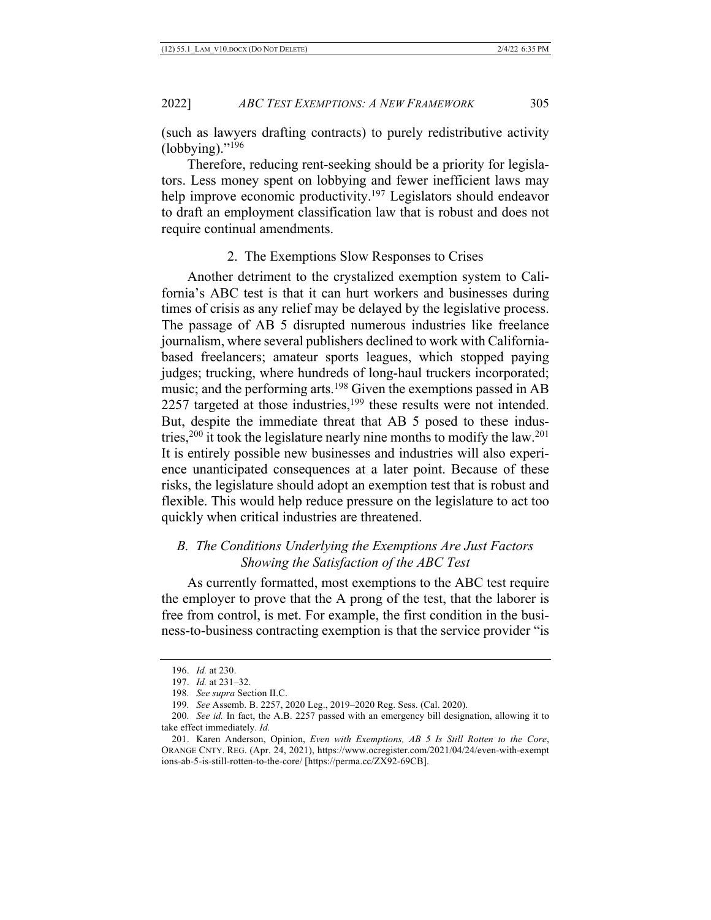(such as lawyers drafting contracts) to purely redistributive activity (lobbying)."[196]

Therefore, reducing rent-seeking should be a priority for legislators. Less money spent on lobbying and fewer inefficient laws may help improve economic productivity.[197] Legislators should endeavor to draft an employment classification law that is robust and does not require continual amendments.

### 2. The Exemptions Slow Responses to Crises

Another detriment to the crystalized exemption system to California's ABC test is that it can hurt workers and businesses during times of crisis as any relief may be delayed by the legislative process. The passage of AB 5 disrupted numerous industries like freelance journalism, where several publishers declined to work with California-based freelancers; amateur sports leagues, which stopped paying judges; trucking, where hundreds of long-haul truckers incorporated; music; and the performing arts.[198] Given the exemptions passed in AB 2257 targeted at those industries,[199] these results were not intended. But, despite the immediate threat that AB 5 posed to these industries,[200] it took the legislature nearly nine months to modify the law.[201] It is entirely possible new businesses and industries will also experience unanticipated consequences at a later point. Because of these risks, the legislature should adopt an exemption test that is robust and flexible. This would help reduce pressure on the legislature to act too quickly when critical industries are threatened.

## *B. The Conditions Underlying the Exemptions Are Just Factors Showing the Satisfaction of the ABC Test*

As currently formatted, most exemptions to the ABC test require the employer to prove that the A prong of the test, that the laborer is free from control, is met. For example, the first condition in the business-to-business contracting exemption is that the service provider "is

---

196. *Id.* at 230.

197. *Id.* at 231–32.

198. *See supra* Section II.C.

199. *See* Assemb. B. 2257, 2020 Leg., 2019–2020 Reg. Sess. (Cal. 2020).

200. *See id.* In fact, the A.B. 2257 passed with an emergency bill designation, allowing it to take effect immediately. *Id.*

201. Karen Anderson, Opinion, *Even with Exemptions, AB 5 Is Still Rotten to the Core*, ORANGE CNTY. REG. (Apr. 24, 2021), https://www.ocregister.com/2021/04/24/even-with-exemptions-ab-5-is-still-rotten-to-the-core/ [https://perma.cc/ZX92-69CB].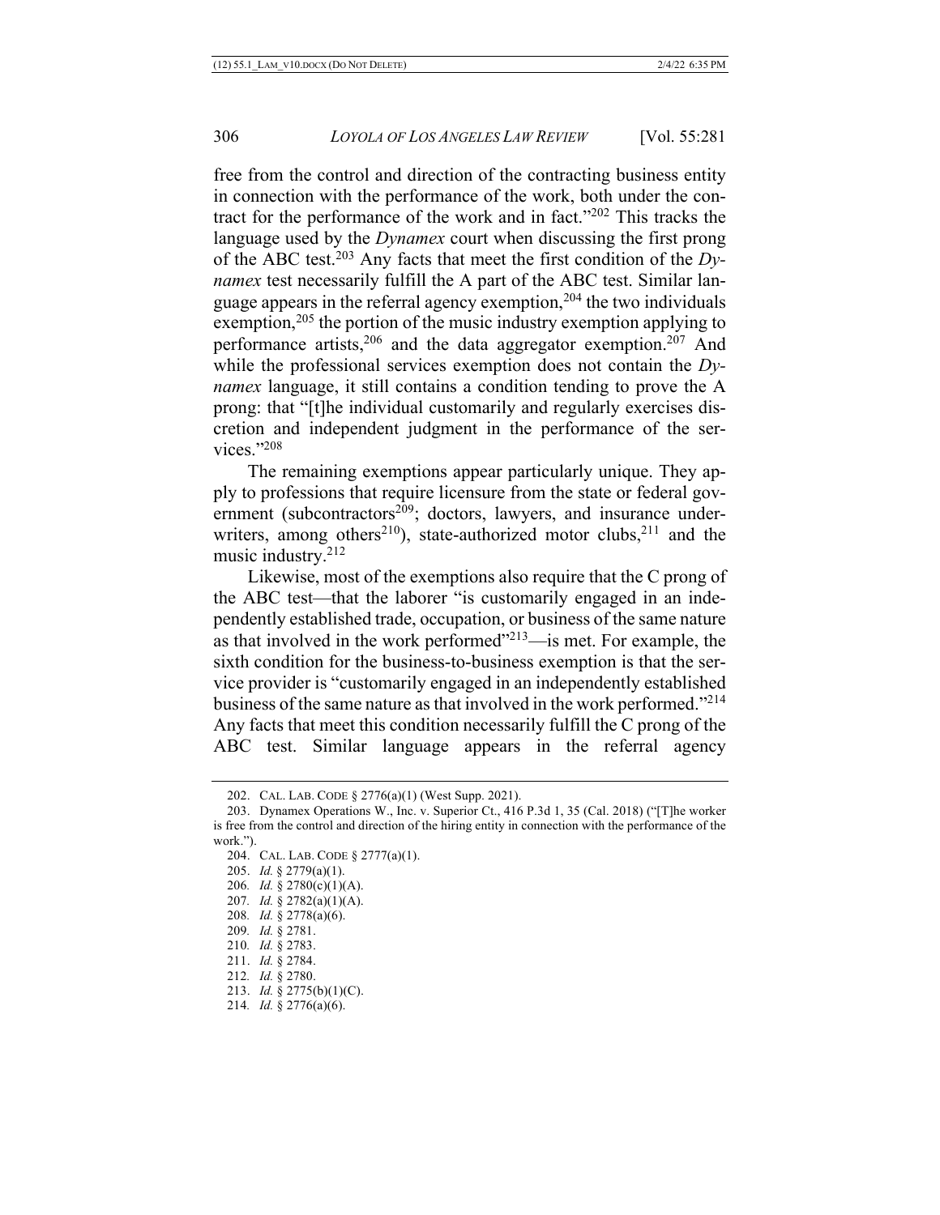free from the control and direction of the contracting business entity in connection with the performance of the work, both under the contract for the performance of the work and in fact."[202] This tracks the language used by the *Dynamex* court when discussing the first prong of the ABC test.[203] Any facts that meet the first condition of the *Dynamex* test necessarily fulfill the A part of the ABC test. Similar language appears in the referral agency exemption,[204] the two individuals exemption,[205] the portion of the music industry exemption applying to performance artists,[206] and the data aggregator exemption.[207] And while the professional services exemption does not contain the *Dynamex* language, it still contains a condition tending to prove the A prong: that "[t]he individual customarily and regularly exercises discretion and independent judgment in the performance of the services."[208]

The remaining exemptions appear particularly unique. They apply to professions that require licensure from the state or federal government (subcontractors[209]; doctors, lawyers, and insurance underwriters, among others[210]), state-authorized motor clubs,[211] and the music industry.[212]

Likewise, most of the exemptions also require that the C prong of the ABC test—that the laborer "is customarily engaged in an independently established trade, occupation, or business of the same nature as that involved in the work performed"[213]—is met. For example, the sixth condition for the business-to-business exemption is that the service provider is "customarily engaged in an independently established business of the same nature as that involved in the work performed."[214] Any facts that meet this condition necessarily fulfill the C prong of the ABC test. Similar language appears in the referral agency

---

202. CAL. LAB. CODE § 2776(a)(1) (West Supp. 2021).

203. Dynamex Operations W., Inc. v. Superior Ct., 416 P.3d 1, 35 (Cal. 2018) ("[T]he worker is free from the control and direction of the hiring entity in connection with the performance of the work.").

204. CAL. LAB. CODE § 2777(a)(1).

205. *Id.* § 2779(a)(1).

206. *Id.* § 2780(c)(1)(A).

207. *Id.* § 2782(a)(1)(A).

208. *Id.* § 2778(a)(6).

209. *Id.* § 2781.

210. *Id.* § 2783.

211. *Id.* § 2784.

212. *Id.* § 2780.

213. *Id.* § 2775(b)(1)(C).

214. *Id.* § 2776(a)(6).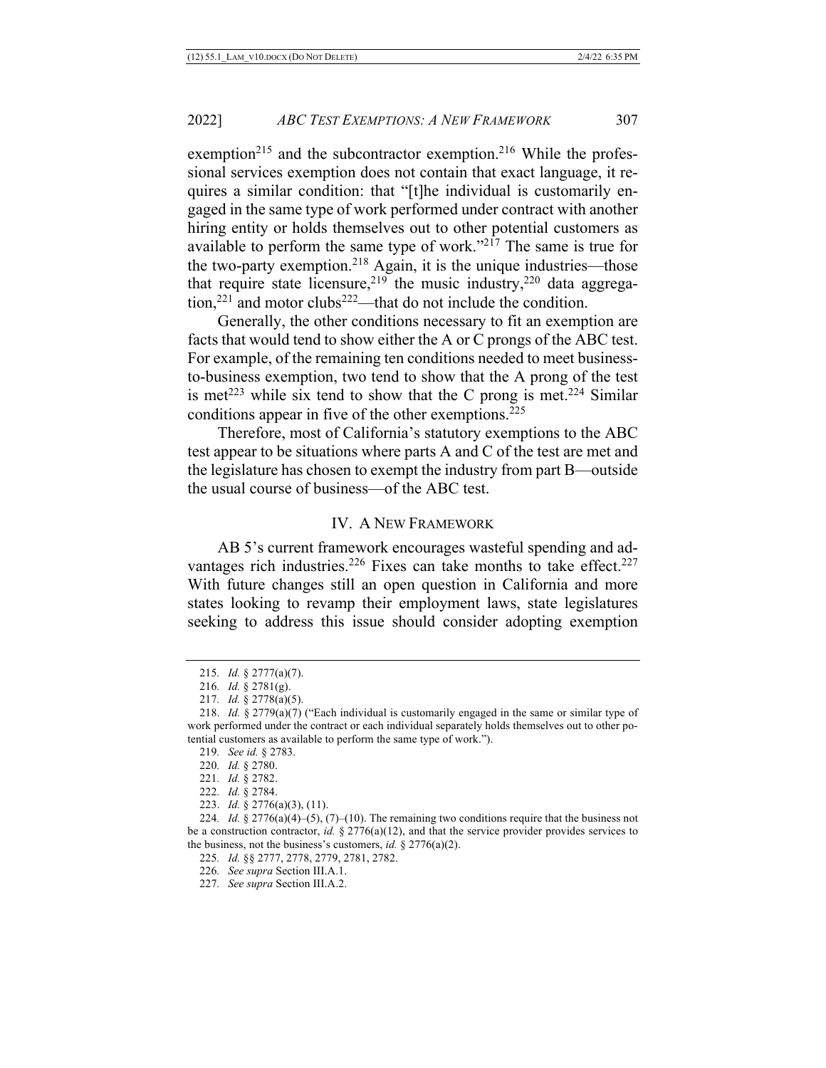exemption[215] and the subcontractor exemption.[216] While the professional services exemption does not contain that exact language, it requires a similar condition: that "[t]he individual is customarily engaged in the same type of work performed under contract with another hiring entity or holds themselves out to other potential customers as available to perform the same type of work."[217] The same is true for the two-party exemption.[218] Again, it is the unique industries—those that require state licensure,[219] the music industry,[220] data aggregation,[221] and motor clubs[222]—that do not include the condition.

Generally, the other conditions necessary to fit an exemption are facts that would tend to show either the A or C prongs of the ABC test. For example, of the remaining ten conditions needed to meet business-to-business exemption, two tend to show that the A prong of the test is met[223] while six tend to show that the C prong is met.[224] Similar conditions appear in five of the other exemptions.[225]

Therefore, most of California's statutory exemptions to the ABC test appear to be situations where parts A and C of the test are met and the legislature has chosen to exempt the industry from part B—outside the usual course of business—of the ABC test.

## IV. A New Framework

AB 5's current framework encourages wasteful spending and advantages rich industries.[226] Fixes can take months to take effect.[227] With future changes still an open question in California and more states looking to revamp their employment laws, state legislatures seeking to address this issue should consider adopting exemption

---

215. *Id.* § 2777(a)(7).

216. *Id.* § 2781(g).

217. *Id.* § 2778(a)(5).

218. *Id.* § 2779(a)(7) ("Each individual is customarily engaged in the same or similar type of work performed under the contract or each individual separately holds themselves out to other potential customers as available to perform the same type of work.").

219. *See id.* § 2783.

220. *Id.* § 2780.

221. *Id.* § 2782.

222. *Id.* § 2784.

223. *Id.* § 2776(a)(3), (11).

224. *Id.* § 2776(a)(4)–(5), (7)–(10). The remaining two conditions require that the business not be a construction contractor, *id.* § 2776(a)(12), and that the service provider provides services to the business, not the business's customers, *id.* § 2776(a)(2).

225. *Id.* §§ 2777, 2778, 2779, 2781, 2782.

226. *See supra* Section III.A.1.

227. *See supra* Section III.A.2.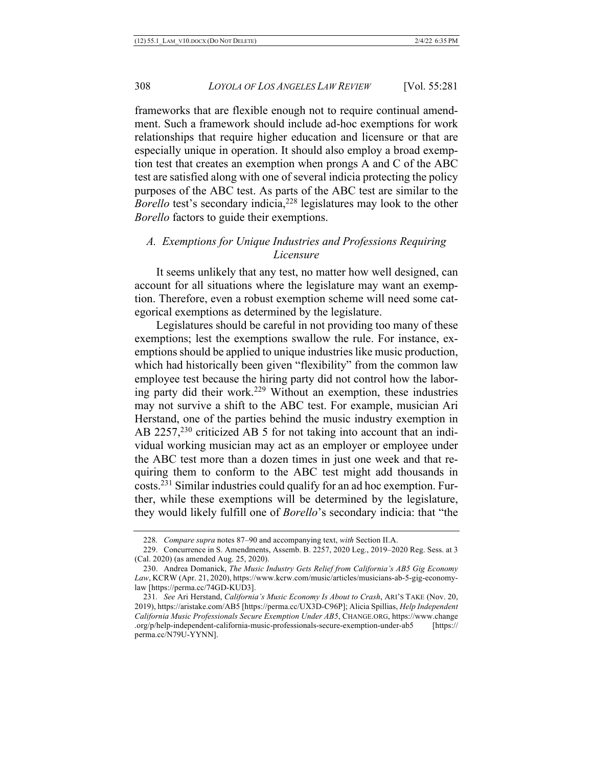frameworks that are flexible enough not to require continual amendment. Such a framework should include ad-hoc exemptions for work relationships that require higher education and licensure or that are especially unique in operation. It should also employ a broad exemption test that creates an exemption when prongs A and C of the ABC test are satisfied along with one of several indicia protecting the policy purposes of the ABC test. As parts of the ABC test are similar to the *Borello* test's secondary indicia,[228] legislatures may look to the other *Borello* factors to guide their exemptions.

### *A. Exemptions for Unique Industries and Professions Requiring Licensure*

It seems unlikely that any test, no matter how well designed, can account for all situations where the legislature may want an exemption. Therefore, even a robust exemption scheme will need some categorical exemptions as determined by the legislature.

Legislatures should be careful in not providing too many of these exemptions; lest the exemptions swallow the rule. For instance, exemptions should be applied to unique industries like music production, which had historically been given "flexibility" from the common law employee test because the hiring party did not control how the laboring party did their work.[229] Without an exemption, these industries may not survive a shift to the ABC test. For example, musician Ari Herstand, one of the parties behind the music industry exemption in AB 2257,[230] criticized AB 5 for not taking into account that an individual working musician may act as an employer or employee under the ABC test more than a dozen times in just one week and that requiring them to conform to the ABC test might add thousands in costs.[231] Similar industries could qualify for an ad hoc exemption. Further, while these exemptions will be determined by the legislature, they would likely fulfill one of *Borello*'s secondary indicia: that "the

---

228. *Compare supra* notes 87–90 and accompanying text, *with* Section II.A.

229. Concurrence in S. Amendments, Assemb. B. 2257, 2020 Leg., 2019–2020 Reg. Sess. at 3 (Cal. 2020) (as amended Aug. 25, 2020).

230. Andrea Domanick, *The Music Industry Gets Relief from California's AB5 Gig Economy Law*, KCRW (Apr. 21, 2020), https://www.kcrw.com/music/articles/musicians-ab-5-gig-economy-law [https://perma.cc/74GD-KUD3].

231. *See* Ari Herstand, *California's Music Economy Is About to Crash*, ARI'S TAKE (Nov. 20, 2019), https://aristake.com/AB5 [https://perma.cc/UX3D-C96P]; Alicia Spillias, *Help Independent California Music Professionals Secure Exemption Under AB5*, CHANGE.ORG, https://www.change.org/p/help-independent-california-music-professionals-secure-exemption-under-ab5 [https://perma.cc/N79U-YYNN].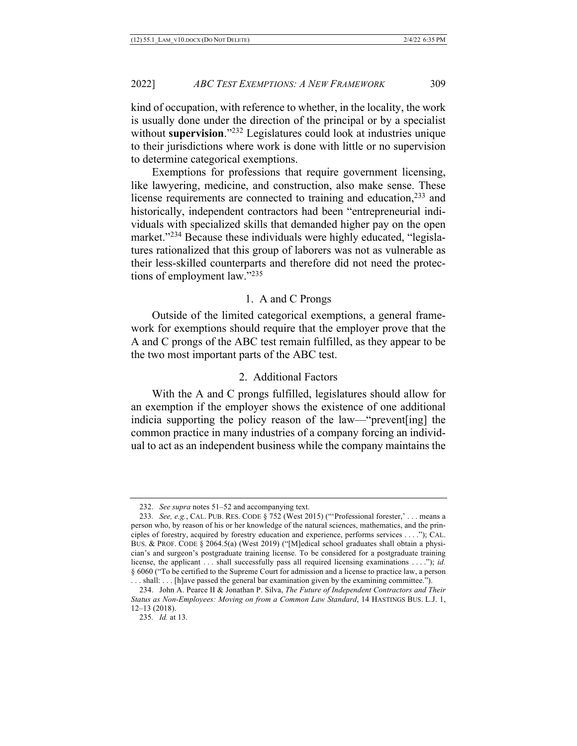kind of occupation, with reference to whether, in the locality, the work is usually done under the direction of the principal or by a specialist without **supervision**."[232] Legislatures could look at industries unique to their jurisdictions where work is done with little or no supervision to determine categorical exemptions.

Exemptions for professions that require government licensing, like lawyering, medicine, and construction, also make sense. These license requirements are connected to training and education,[233] and historically, independent contractors had been "entrepreneurial individuals with specialized skills that demanded higher pay on the open market."[234] Because these individuals were highly educated, "legislatures rationalized that this group of laborers was not as vulnerable as their less-skilled counterparts and therefore did not need the protections of employment law."[235]

### 1. A and C Prongs

Outside of the limited categorical exemptions, a general framework for exemptions should require that the employer prove that the A and C prongs of the ABC test remain fulfilled, as they appear to be the two most important parts of the ABC test.

### 2. Additional Factors

With the A and C prongs fulfilled, legislatures should allow for an exemption if the employer shows the existence of one additional indicia supporting the policy reason of the law—"prevent[ing] the common practice in many industries of a company forcing an individual to act as an independent business while the company maintains the

---

232. *See supra* notes 51–52 and accompanying text.

233. *See, e.g.*, CAL. PUB. RES. CODE § 752 (West 2015) ("'Professional forester,' . . . means a person who, by reason of his or her knowledge of the natural sciences, mathematics, and the principles of forestry, acquired by forestry education and experience, performs services . . . ."); CAL. BUS. & PROF. CODE § 2064.5(a) (West 2019) ("[M]edical school graduates shall obtain a physician's and surgeon's postgraduate training license. To be considered for a postgraduate training license, the applicant . . . shall successfully pass all required licensing examinations . . . ."); *id.* § 6060 ("To be certified to the Supreme Court for admission and a license to practice law, a person . . . shall: . . . [h]ave passed the general bar examination given by the examining committee.").

234. John A. Pearce II & Jonathan P. Silva, *The Future of Independent Contractors and Their Status as Non-Employees: Moving on from a Common Law Standard*, 14 HASTINGS BUS. L.J. 1, 12–13 (2018).

235. *Id.* at 13.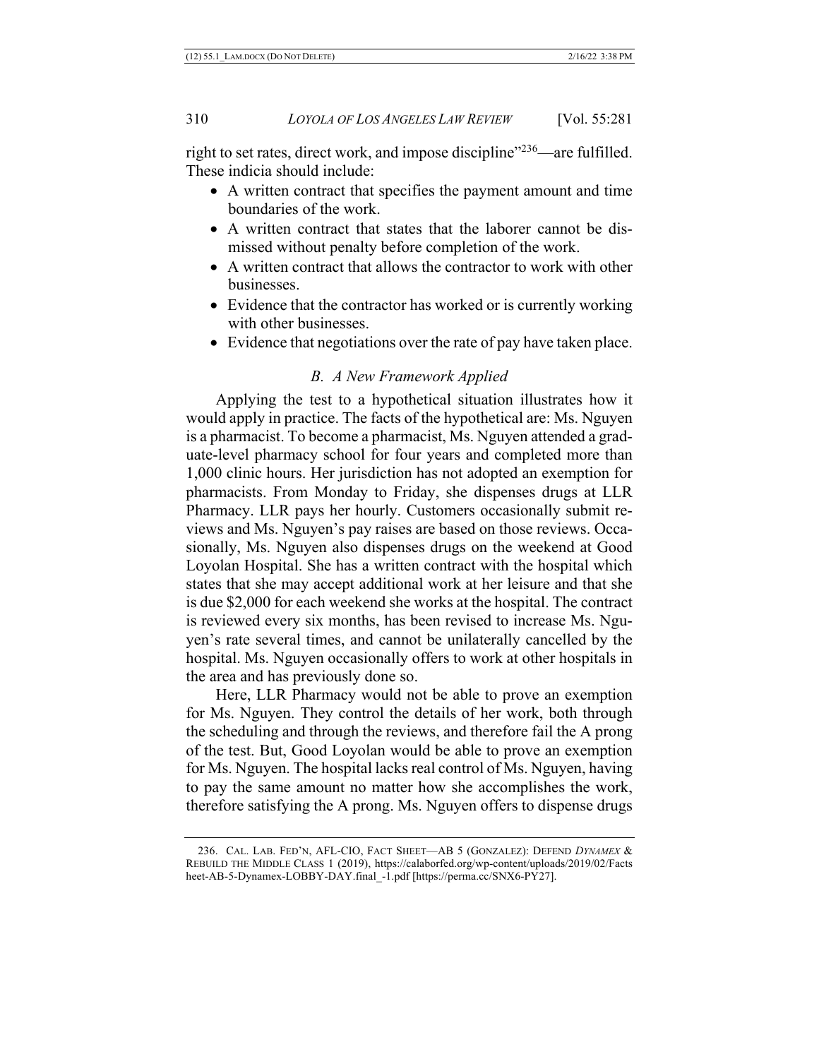right to set rates, direct work, and impose discipline"[236]—are fulfilled. These indicia should include:

- A written contract that specifies the payment amount and time boundaries of the work.
- A written contract that states that the laborer cannot be dismissed without penalty before completion of the work.
- A written contract that allows the contractor to work with other businesses.
- Evidence that the contractor has worked or is currently working with other businesses.
- Evidence that negotiations over the rate of pay have taken place.

### *B. A New Framework Applied*

Applying the test to a hypothetical situation illustrates how it would apply in practice. The facts of the hypothetical are: Ms. Nguyen is a pharmacist. To become a pharmacist, Ms. Nguyen attended a graduate-level pharmacy school for four years and completed more than 1,000 clinic hours. Her jurisdiction has not adopted an exemption for pharmacists. From Monday to Friday, she dispenses drugs at LLR Pharmacy. LLR pays her hourly. Customers occasionally submit reviews and Ms. Nguyen's pay raises are based on those reviews. Occasionally, Ms. Nguyen also dispenses drugs on the weekend at Good Loyolan Hospital. She has a written contract with the hospital which states that she may accept additional work at her leisure and that she is due $2,000 for each weekend she works at the hospital. The contract is reviewed every six months, has been revised to increase Ms. Nguyen's rate several times, and cannot be unilaterally cancelled by the hospital. Ms. Nguyen occasionally offers to work at other hospitals in the area and has previously done so.

Here, LLR Pharmacy would not be able to prove an exemption for Ms. Nguyen. They control the details of her work, both through the scheduling and through the reviews, and therefore fail the A prong of the test. But, Good Loyolan would be able to prove an exemption for Ms. Nguyen. The hospital lacks real control of Ms. Nguyen, having to pay the same amount no matter how she accomplishes the work, therefore satisfying the A prong. Ms. Nguyen offers to dispense drugs

---

236. CAL. LAB. FED'N, AFL-CIO, FACT SHEET—AB 5 (GONZALEZ): DEFEND *DYNAMEX* & REBUILD THE MIDDLE CLASS 1 (2019), https://calaborfed.org/wp-content/uploads/2019/02/Factsheet-AB-5-Dynamex-LOBBY-DAY.final_-1.pdf [https://perma.cc/SNX6-PY27].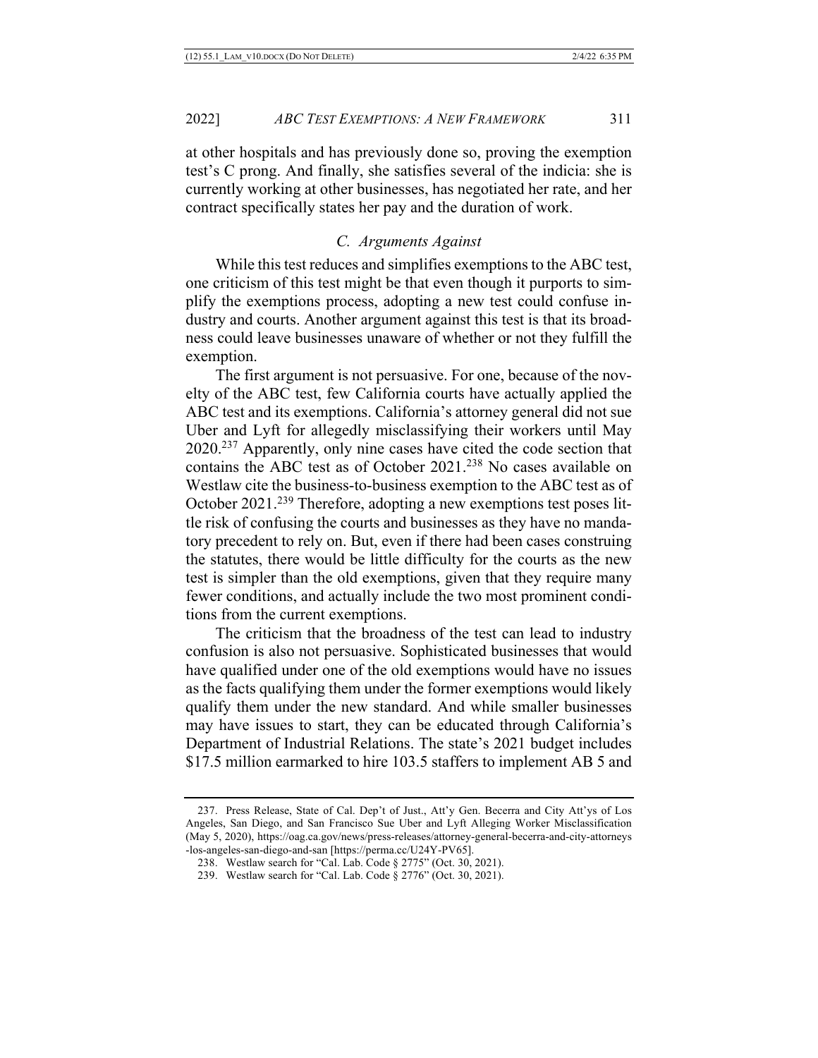at other hospitals and has previously done so, proving the exemption test's C prong. And finally, she satisfies several of the indicia: she is currently working at other businesses, has negotiated her rate, and her contract specifically states her pay and the duration of work.

### *C. Arguments Against*

While this test reduces and simplifies exemptions to the ABC test, one criticism of this test might be that even though it purports to simplify the exemptions process, adopting a new test could confuse industry and courts. Another argument against this test is that its broadness could leave businesses unaware of whether or not they fulfill the exemption.

The first argument is not persuasive. For one, because of the novelty of the ABC test, few California courts have actually applied the ABC test and its exemptions. California's attorney general did not sue Uber and Lyft for allegedly misclassifying their workers until May 2020.[237] Apparently, only nine cases have cited the code section that contains the ABC test as of October 2021.[238] No cases available on Westlaw cite the business-to-business exemption to the ABC test as of October 2021.[239] Therefore, adopting a new exemptions test poses little risk of confusing the courts and businesses as they have no mandatory precedent to rely on. But, even if there had been cases construing the statutes, there would be little difficulty for the courts as the new test is simpler than the old exemptions, given that they require many fewer conditions, and actually include the two most prominent conditions from the current exemptions.

The criticism that the broadness of the test can lead to industry confusion is also not persuasive. Sophisticated businesses that would have qualified under one of the old exemptions would have no issues as the facts qualifying them under the former exemptions would likely qualify them under the new standard. And while smaller businesses may have issues to start, they can be educated through California's Department of Industrial Relations. The state's 2021 budget includes $17.5 million earmarked to hire 103.5 staffers to implement AB 5 and

---

237. Press Release, State of Cal. Dep't of Just., Att'y Gen. Becerra and City Att'ys of Los Angeles, San Diego, and San Francisco Sue Uber and Lyft Alleging Worker Misclassification (May 5, 2020), https://oag.ca.gov/news/press-releases/attorney-general-becerra-and-city-attorneys-los-angeles-san-diego-and-san [https://perma.cc/U24Y-PV65].

238. Westlaw search for "Cal. Lab. Code § 2775" (Oct. 30, 2021).

239. Westlaw search for "Cal. Lab. Code § 2776" (Oct. 30, 2021).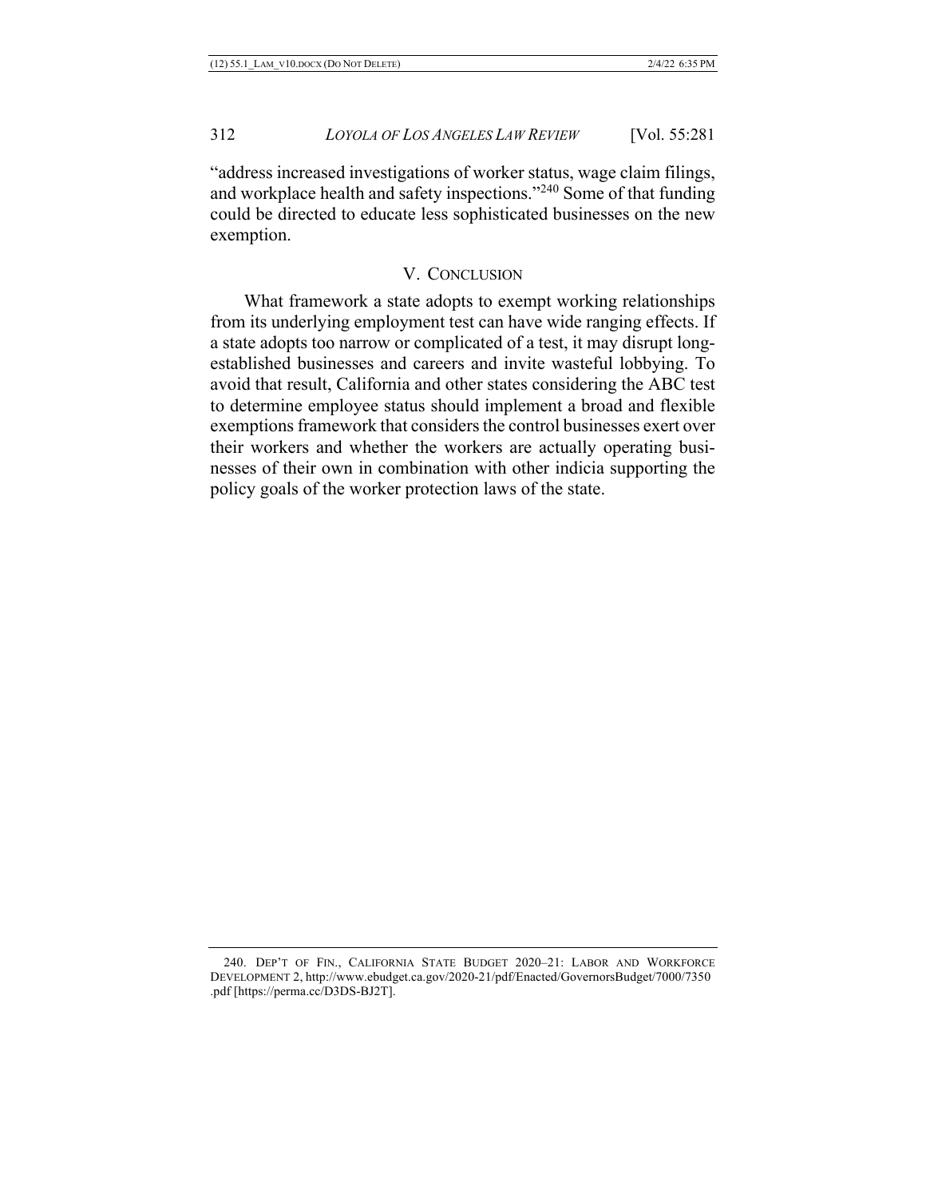"address increased investigations of worker status, wage claim filings, and workplace health and safety inspections."[240] Some of that funding could be directed to educate less sophisticated businesses on the new exemption.

## V. CONCLUSION

What framework a state adopts to exempt working relationships from its underlying employment test can have wide ranging effects. If a state adopts too narrow or complicated of a test, it may disrupt long-established businesses and careers and invite wasteful lobbying. To avoid that result, California and other states considering the ABC test to determine employee status should implement a broad and flexible exemptions framework that considers the control businesses exert over their workers and whether the workers are actually operating businesses of their own in combination with other indicia supporting the policy goals of the worker protection laws of the state.

---

240. DEP'T OF FIN., CALIFORNIA STATE BUDGET 2020–21: LABOR AND WORKFORCE DEVELOPMENT 2, http://www.ebudget.ca.gov/2020-21/pdf/Enacted/GovernorsBudget/7000/7350.pdf [https://perma.cc/D3DS-BJ2T].